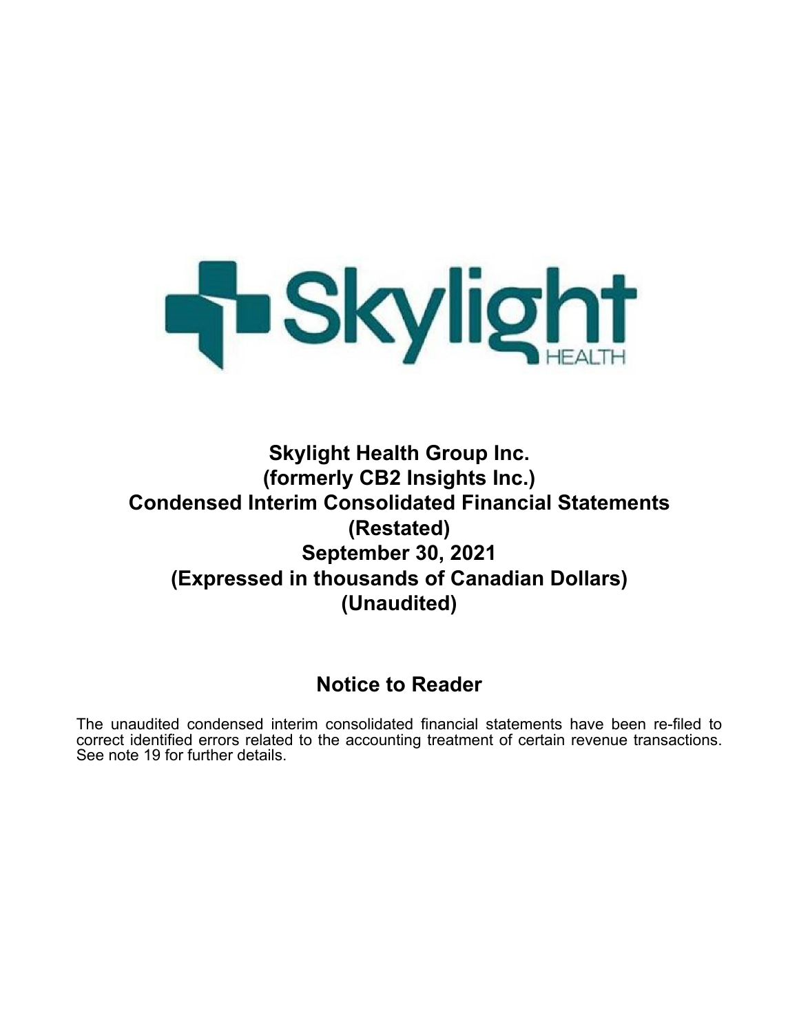# Skylight Health Group Inc.
# (formerly CB2 Insights Inc.)
# Condensed Interim Consolidated Financial Statements
# (Restated)
# September 30, 2021
# (Expressed in thousands of Canadian Dollars)
# (Unaudited)

## Notice to Reader

The unaudited condensed interim consolidated financial statements have been re-filed to correct identified errors related to the accounting treatment of certain revenue transactions. See note 19 for further details.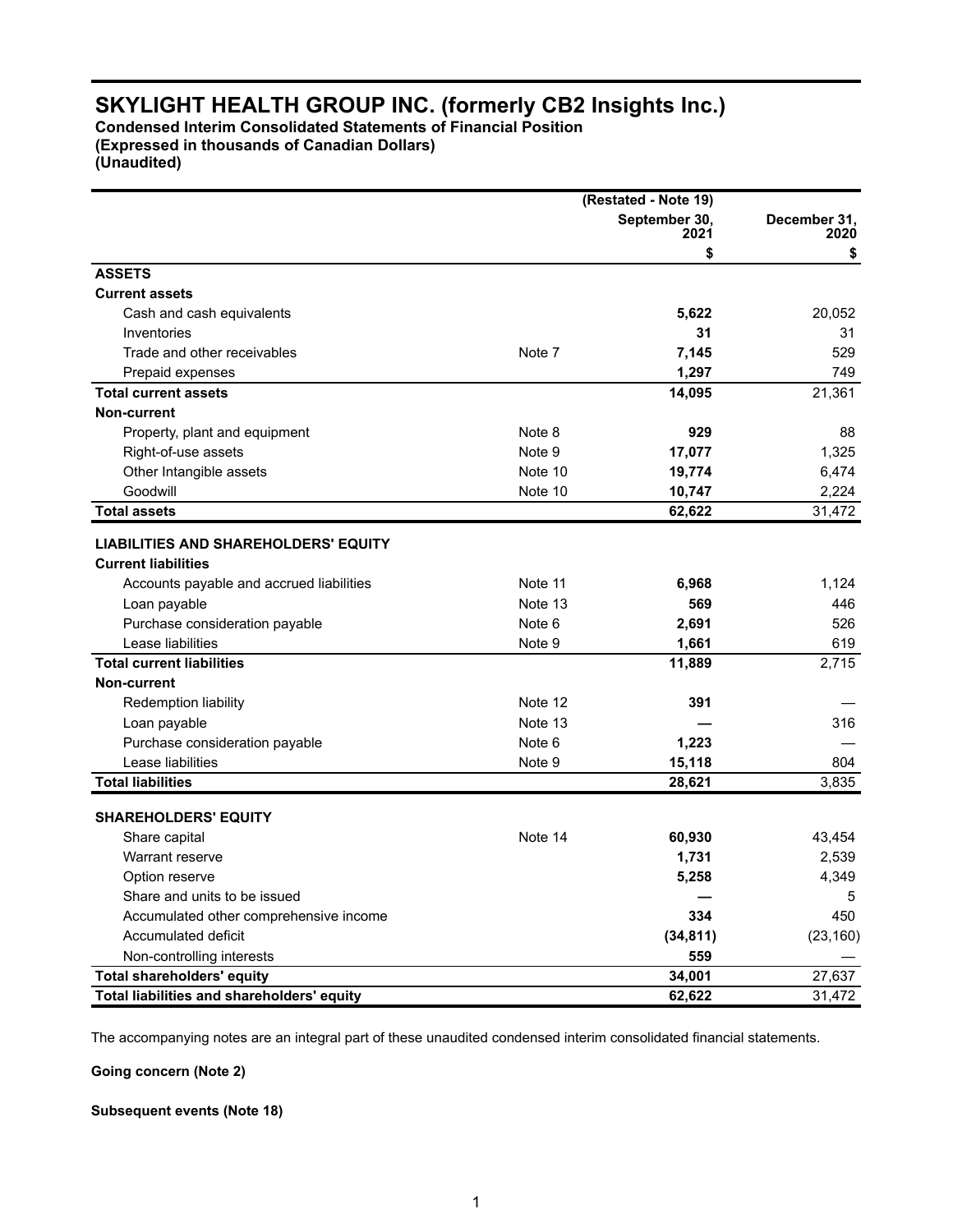# SKYLIGHT HEALTH GROUP INC. (formerly CB2 Insights Inc.)

**Condensed Interim Consolidated Statements of Financial Position**
**(Expressed in thousands of Canadian Dollars)**
**(Unaudited)**

| | | (Restated - Note 19) September 30, 2021 | December 31, 2020 |
|---|---|---|---|
| | | $ | $ |
| **ASSETS** | | | |
| **Current assets** | | | |
| Cash and cash equivalents | | **5,622** | 20,052 |
| Inventories | | **31** | 31 |
| Trade and other receivables | Note 7 | **7,145** | 529 |
| Prepaid expenses | | **1,297** | 749 |
| **Total current assets** | | **14,095** | 21,361 |
| **Non-current** | | | |
| Property, plant and equipment | Note 8 | **929** | 88 |
| Right-of-use assets | Note 9 | **17,077** | 1,325 |
| Other Intangible assets | Note 10 | **19,774** | 6,474 |
| Goodwill | Note 10 | **10,747** | 2,224 |
| **Total assets** | | **62,622** | 31,472 |
| **LIABILITIES AND SHAREHOLDERS' EQUITY** | | | |
| **Current liabilities** | | | |
| Accounts payable and accrued liabilities | Note 11 | **6,968** | 1,124 |
| Loan payable | Note 13 | **569** | 446 |
| Purchase consideration payable | Note 6 | **2,691** | 526 |
| Lease liabilities | Note 9 | **1,661** | 619 |
| **Total current liabilities** | | **11,889** | 2,715 |
| **Non-current** | | | |
| Redemption liability | Note 12 | **391** | — |
| Loan payable | Note 13 | **—** | 316 |
| Purchase consideration payable | Note 6 | **1,223** | — |
| Lease liabilities | Note 9 | **15,118** | 804 |
| **Total liabilities** | | **28,621** | 3,835 |
| **SHAREHOLDERS' EQUITY** | | | |
| Share capital | Note 14 | **60,930** | 43,454 |
| Warrant reserve | | **1,731** | 2,539 |
| Option reserve | | **5,258** | 4,349 |
| Share and units to be issued | | **—** | 5 |
| Accumulated other comprehensive income | | **334** | 450 |
| Accumulated deficit | | **(34,811)** | (23,160) |
| Non-controlling interests | | **559** | — |
| **Total shareholders' equity** | | **34,001** | 27,637 |
| **Total liabilities and shareholders' equity** | | **62,622** | 31,472 |

The accompanying notes are an integral part of these unaudited condensed interim consolidated financial statements.

**Going concern (Note 2)**

**Subsequent events (Note 18)**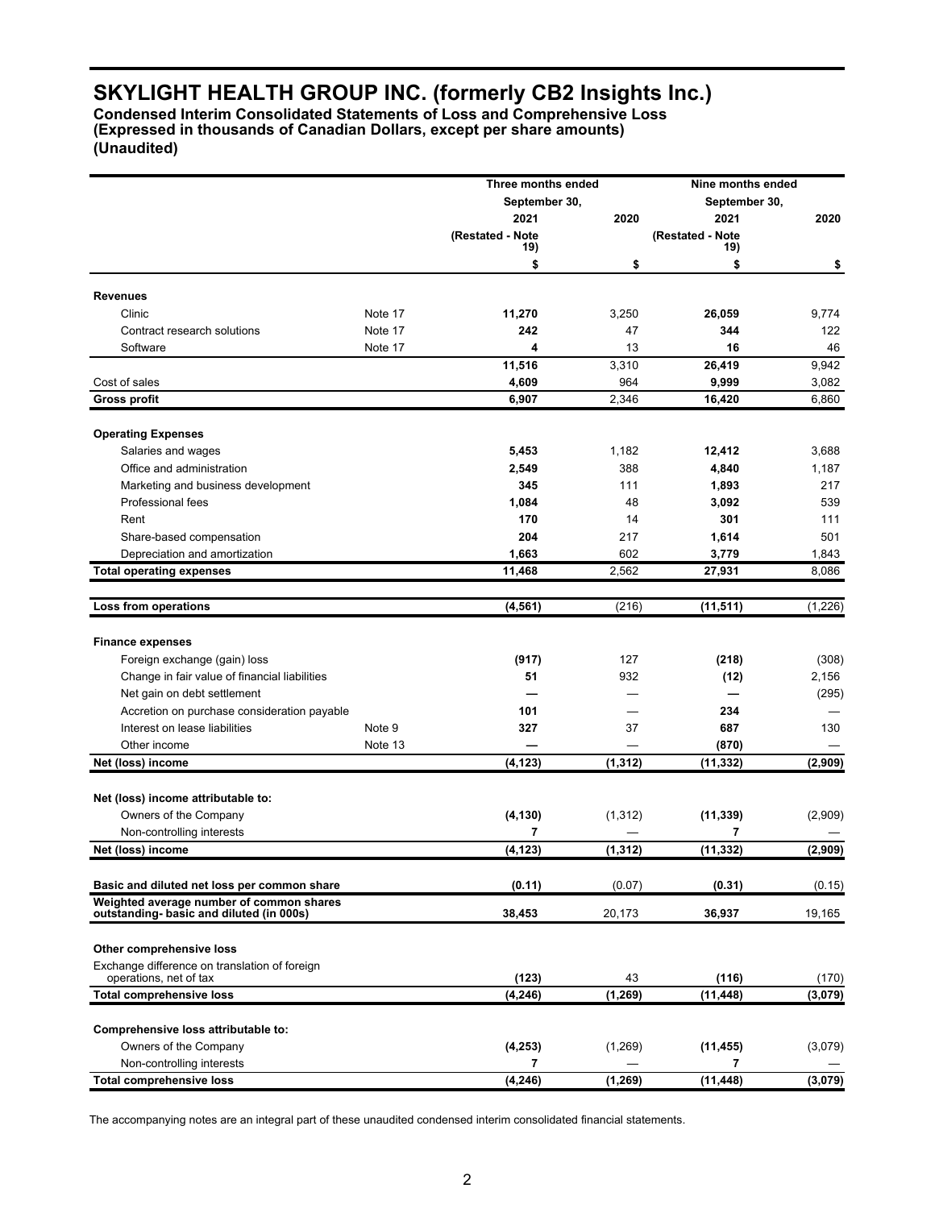# SKYLIGHT HEALTH GROUP INC. (formerly CB2 Insights Inc.)

**Condensed Interim Consolidated Statements of Loss and Comprehensive Loss**
**(Expressed in thousands of Canadian Dollars, except per share amounts)**
**(Unaudited)**

| | | Three months ended September 30, | | Nine months ended September 30, | |
|---|---|---|---|---|---|
| | | 2021 (Restated - Note 19) | 2020 | 2021 (Restated - Note 19) | 2020 |
| | | $ | $ | $ | $ |
| **Revenues** | | | | | |
| Clinic | Note 17 | **11,270** | 3,250 | **26,059** | 9,774 |
| Contract research solutions | Note 17 | **242** | 47 | **344** | 122 |
| Software | Note 17 | **4** | 13 | **16** | 46 |
| | | **11,516** | 3,310 | **26,419** | 9,942 |
| Cost of sales | | **4,609** | 964 | **9,999** | 3,082 |
| **Gross profit** | | **6,907** | 2,346 | **16,420** | 6,860 |
| **Operating Expenses** | | | | | |
| Salaries and wages | | **5,453** | 1,182 | **12,412** | 3,688 |
| Office and administration | | **2,549** | 388 | **4,840** | 1,187 |
| Marketing and business development | | **345** | 111 | **1,893** | 217 |
| Professional fees | | **1,084** | 48 | **3,092** | 539 |
| Rent | | **170** | 14 | **301** | 111 |
| Share-based compensation | | **204** | 217 | **1,614** | 501 |
| Depreciation and amortization | | **1,663** | 602 | **3,779** | 1,843 |
| **Total operating expenses** | | **11,468** | 2,562 | **27,931** | 8,086 |
| **Loss from operations** | | **(4,561)** | (216) | **(11,511)** | (1,226) |
| **Finance expenses** | | | | | |
| Foreign exchange (gain) loss | | **(917)** | 127 | **(218)** | (308) |
| Change in fair value of financial liabilities | | **51** | 932 | **(12)** | 2,156 |
| Net gain on debt settlement | | **—** | — | **—** | (295) |
| Accretion on purchase consideration payable | | **101** | — | **234** | — |
| Interest on lease liabilities | Note 9 | **327** | 37 | **687** | 130 |
| Other income | Note 13 | **—** | — | **(870)** | — |
| **Net (loss) income** | | **(4,123)** | **(1,312)** | **(11,332)** | **(2,909)** |
| **Net (loss) income attributable to:** | | | | | |
| Owners of the Company | | **(4,130)** | (1,312) | **(11,339)** | (2,909) |
| Non-controlling interests | | **7** | — | **7** | — |
| **Net (loss) income** | | **(4,123)** | **(1,312)** | **(11,332)** | **(2,909)** |
| **Basic and diluted net loss per common share** | | **(0.11)** | (0.07) | **(0.31)** | (0.15) |
| **Weighted average number of common shares outstanding- basic and diluted (in 000s)** | | **38,453** | 20,173 | **36,937** | 19,165 |
| **Other comprehensive loss** | | | | | |
| Exchange difference on translation of foreign operations, net of tax | | **(123)** | 43 | **(116)** | (170) |
| **Total comprehensive loss** | | **(4,246)** | **(1,269)** | **(11,448)** | **(3,079)** |
| **Comprehensive loss attributable to:** | | | | | |
| Owners of the Company | | **(4,253)** | (1,269) | **(11,455)** | (3,079) |
| Non-controlling interests | | **7** | — | **7** | — |
| **Total comprehensive loss** | | **(4,246)** | **(1,269)** | **(11,448)** | **(3,079)** |

The accompanying notes are an integral part of these unaudited condensed interim consolidated financial statements.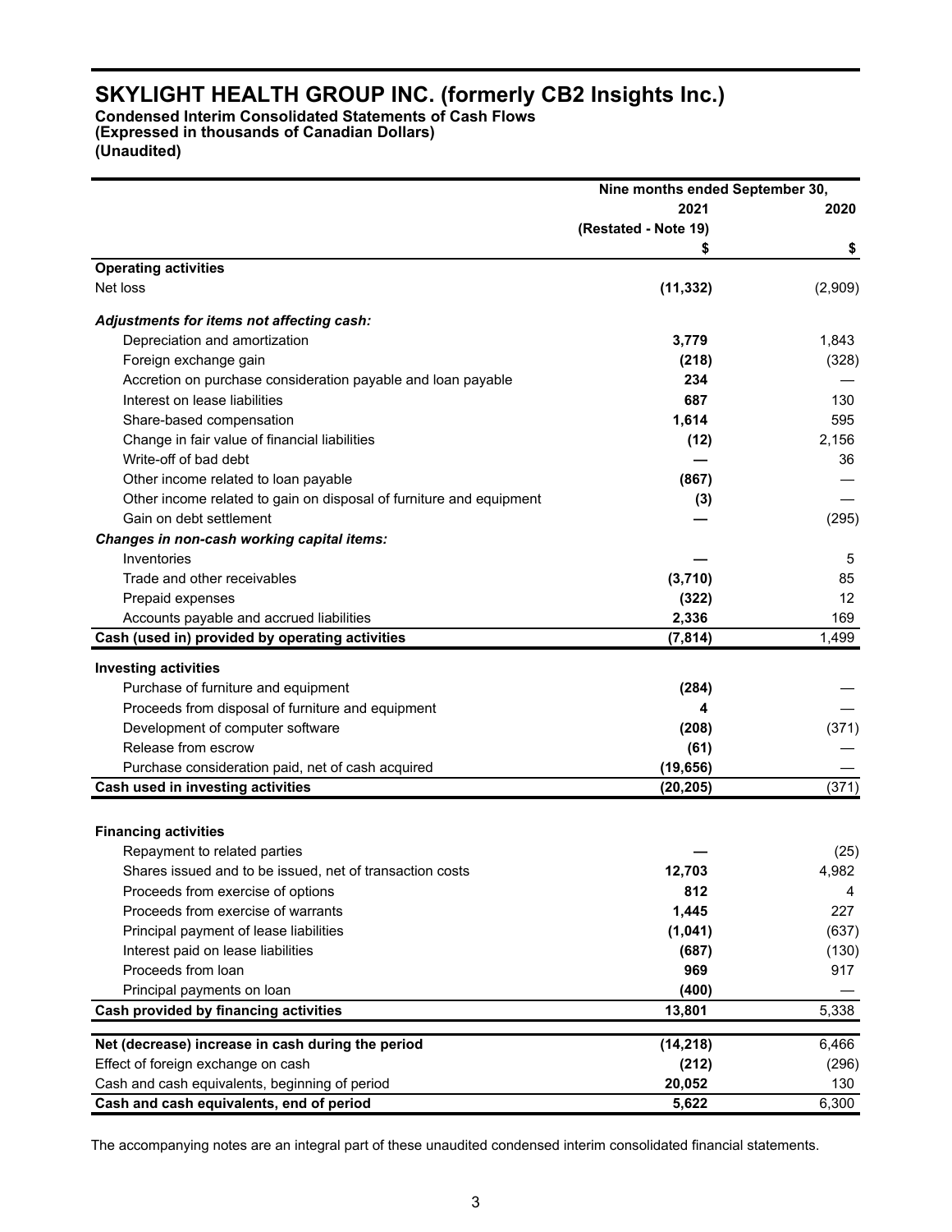# SKYLIGHT HEALTH GROUP INC. (formerly CB2 Insights Inc.)

**Condensed Interim Consolidated Statements of Cash Flows**
**(Expressed in thousands of Canadian Dollars)**
**(Unaudited)**

| | Nine months ended September 30, | |
|---|---|---|
| | 2021 | 2020 |
| | (Restated - Note 19) | |
| | $ | $ |
| **Operating activities** | | |
| Net loss | **(11,332)** | (2,909) |
| ***Adjustments for items not affecting cash:*** | | |
| Depreciation and amortization | **3,779** | 1,843 |
| Foreign exchange gain | **(218)** | (328) |
| Accretion on purchase consideration payable and loan payable | **234** | — |
| Interest on lease liabilities | **687** | 130 |
| Share-based compensation | **1,614** | 595 |
| Change in fair value of financial liabilities | **(12)** | 2,156 |
| Write-off of bad debt | **—** | 36 |
| Other income related to loan payable | **(867)** | — |
| Other income related to gain on disposal of furniture and equipment | **(3)** | — |
| Gain on debt settlement | **—** | (295) |
| ***Changes in non-cash working capital items:*** | | |
| Inventories | **—** | 5 |
| Trade and other receivables | **(3,710)** | 85 |
| Prepaid expenses | **(322)** | 12 |
| Accounts payable and accrued liabilities | **2,336** | 169 |
| **Cash (used in) provided by operating activities** | **(7,814)** | 1,499 |
| **Investing activities** | | |
| Purchase of furniture and equipment | **(284)** | — |
| Proceeds from disposal of furniture and equipment | **4** | — |
| Development of computer software | **(208)** | (371) |
| Release from escrow | **(61)** | — |
| Purchase consideration paid, net of cash acquired | **(19,656)** | — |
| **Cash used in investing activities** | **(20,205)** | (371) |
| **Financing activities** | | |
| Repayment to related parties | **—** | (25) |
| Shares issued and to be issued, net of transaction costs | **12,703** | 4,982 |
| Proceeds from exercise of options | **812** | 4 |
| Proceeds from exercise of warrants | **1,445** | 227 |
| Principal payment of lease liabilities | **(1,041)** | (637) |
| Interest paid on lease liabilities | **(687)** | (130) |
| Proceeds from loan | **969** | 917 |
| Principal payments on loan | **(400)** | — |
| **Cash provided by financing activities** | **13,801** | 5,338 |
| **Net (decrease) increase in cash during the period** | **(14,218)** | 6,466 |
| Effect of foreign exchange on cash | **(212)** | (296) |
| Cash and cash equivalents, beginning of period | **20,052** | 130 |
| **Cash and cash equivalents, end of period** | **5,622** | 6,300 |

The accompanying notes are an integral part of these unaudited condensed interim consolidated financial statements.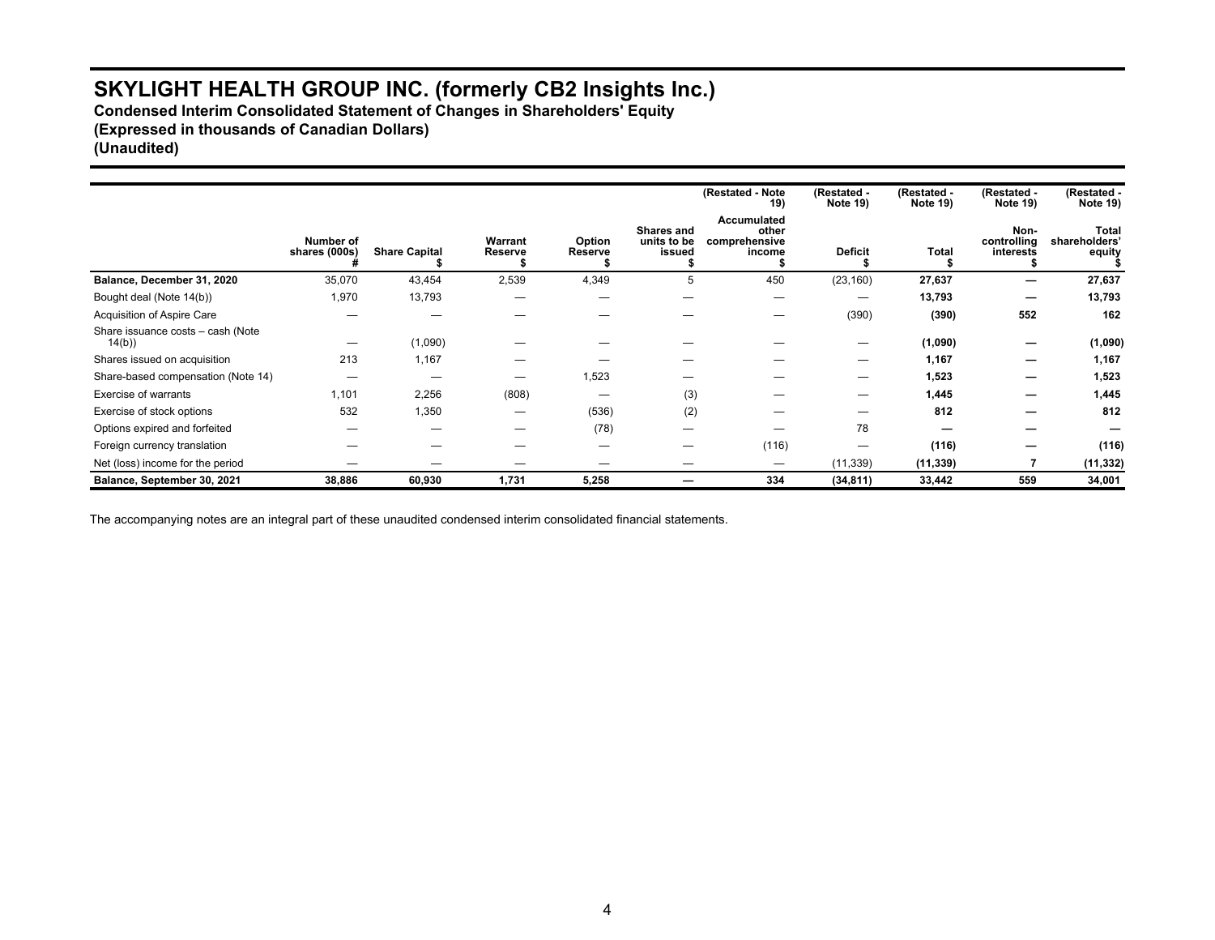# SKYLIGHT HEALTH GROUP INC. (formerly CB2 Insights Inc.)

**Condensed Interim Consolidated Statement of Changes in Shareholders' Equity**
**(Expressed in thousands of Canadian Dollars)**
**(Unaudited)**

| | Number of shares (000s) # | Share Capital $ | Warrant Reserve $ | Option Reserve $ | Shares and units to be issued $ | (Restated - Note 19) Accumulated other comprehensive income $ | (Restated - Note 19) Deficit $ | (Restated - Note 19) Total $ | (Restated - Note 19) Non-controlling interests $ | (Restated - Note 19) Total shareholders' equity $ |
|---|---|---|---|---|---|---|---|---|---|---|
| **Balance, December 31, 2020** | 35,070 | 43,454 | 2,539 | 4,349 | 5 | 450 | (23,160) | **27,637** | **—** | **27,637** |
| Bought deal (Note 14(b)) | 1,970 | 13,793 | — | — | — | — | — | **13,793** | **—** | **13,793** |
| Acquisition of Aspire Care | — | — | — | — | — | — | (390) | **(390)** | **552** | **162** |
| Share issuance costs – cash (Note 14(b)) | — | (1,090) | — | — | — | — | — | **(1,090)** | **—** | **(1,090)** |
| Shares issued on acquisition | 213 | 1,167 | — | — | — | — | — | **1,167** | **—** | **1,167** |
| Share-based compensation (Note 14) | — | — | — | 1,523 | — | — | — | **1,523** | **—** | **1,523** |
| Exercise of warrants | 1,101 | 2,256 | (808) | — | (3) | — | — | **1,445** | **—** | **1,445** |
| Exercise of stock options | 532 | 1,350 | — | (536) | (2) | — | — | **812** | **—** | **812** |
| Options expired and forfeited | — | — | — | (78) | — | — | 78 | **—** | **—** | **—** |
| Foreign currency translation | — | — | — | — | — | (116) | — | **(116)** | **—** | **(116)** |
| Net (loss) income for the period | — | — | — | — | — | — | (11,339) | **(11,339)** | **7** | **(11,332)** |
| **Balance, September 30, 2021** | **38,886** | **60,930** | **1,731** | **5,258** | **—** | **334** | **(34,811)** | **33,442** | **559** | **34,001** |

The accompanying notes are an integral part of these unaudited condensed interim consolidated financial statements.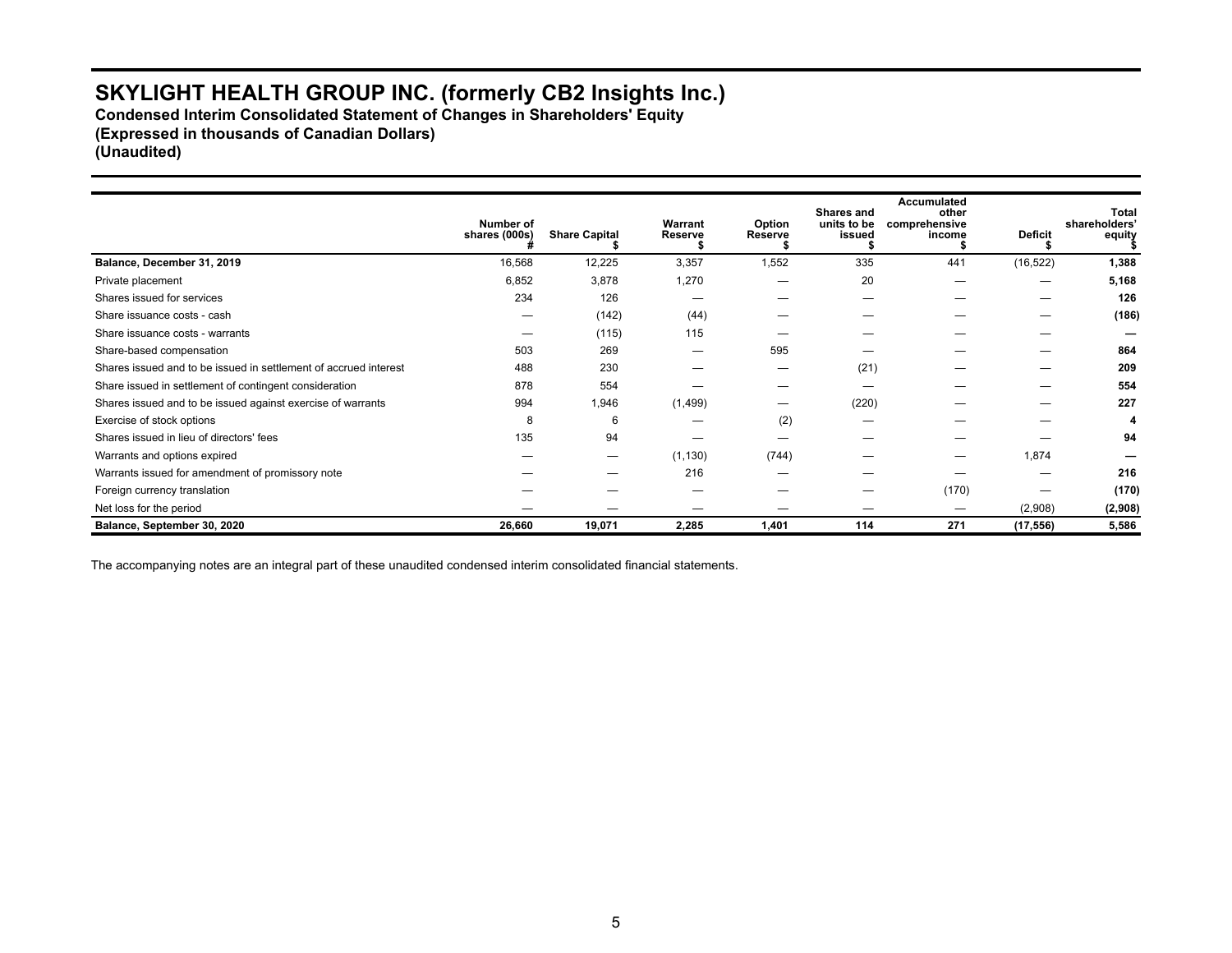# SKYLIGHT HEALTH GROUP INC. (formerly CB2 Insights Inc.)

**Condensed Interim Consolidated Statement of Changes in Shareholders' Equity**
**(Expressed in thousands of Canadian Dollars)**
**(Unaudited)**

| | Number of shares (000s) # | Share Capital $ | Warrant Reserve $ | Option Reserve $ | Shares and units to be issued $ | Accumulated other comprehensive income $ | Deficit $ | Total shareholders' equity $ |
|---|---|---|---|---|---|---|---|---|
| **Balance, December 31, 2019** | 16,568 | 12,225 | 3,357 | 1,552 | 335 | 441 | (16,522) | **1,388** |
| Private placement | 6,852 | 3,878 | 1,270 | — | 20 | — | — | **5,168** |
| Shares issued for services | 234 | 126 | — | — | — | — | — | **126** |
| Share issuance costs - cash | — | (142) | (44) | — | — | — | — | **(186)** |
| Share issuance costs - warrants | — | (115) | 115 | — | — | — | — | **—** |
| Share-based compensation | 503 | 269 | — | 595 | — | — | — | **864** |
| Shares issued and to be issued in settlement of accrued interest | 488 | 230 | — | — | (21) | — | — | **209** |
| Share issued in settlement of contingent consideration | 878 | 554 | — | — | — | — | — | **554** |
| Shares issued and to be issued against exercise of warrants | 994 | 1,946 | (1,499) | — | (220) | — | — | **227** |
| Exercise of stock options | 8 | 6 | — | (2) | — | — | — | **4** |
| Shares issued in lieu of directors' fees | 135 | 94 | — | — | — | — | — | **94** |
| Warrants and options expired | — | — | (1,130) | (744) | — | — | 1,874 | **—** |
| Warrants issued for amendment of promissory note | — | — | 216 | — | — | — | — | **216** |
| Foreign currency translation | — | — | — | — | — | (170) | — | **(170)** |
| Net loss for the period | — | — | — | — | — | — | (2,908) | **(2,908)** |
| **Balance, September 30, 2020** | **26,660** | **19,071** | **2,285** | **1,401** | **114** | **271** | **(17,556)** | **5,586** |

The accompanying notes are an integral part of these unaudited condensed interim consolidated financial statements.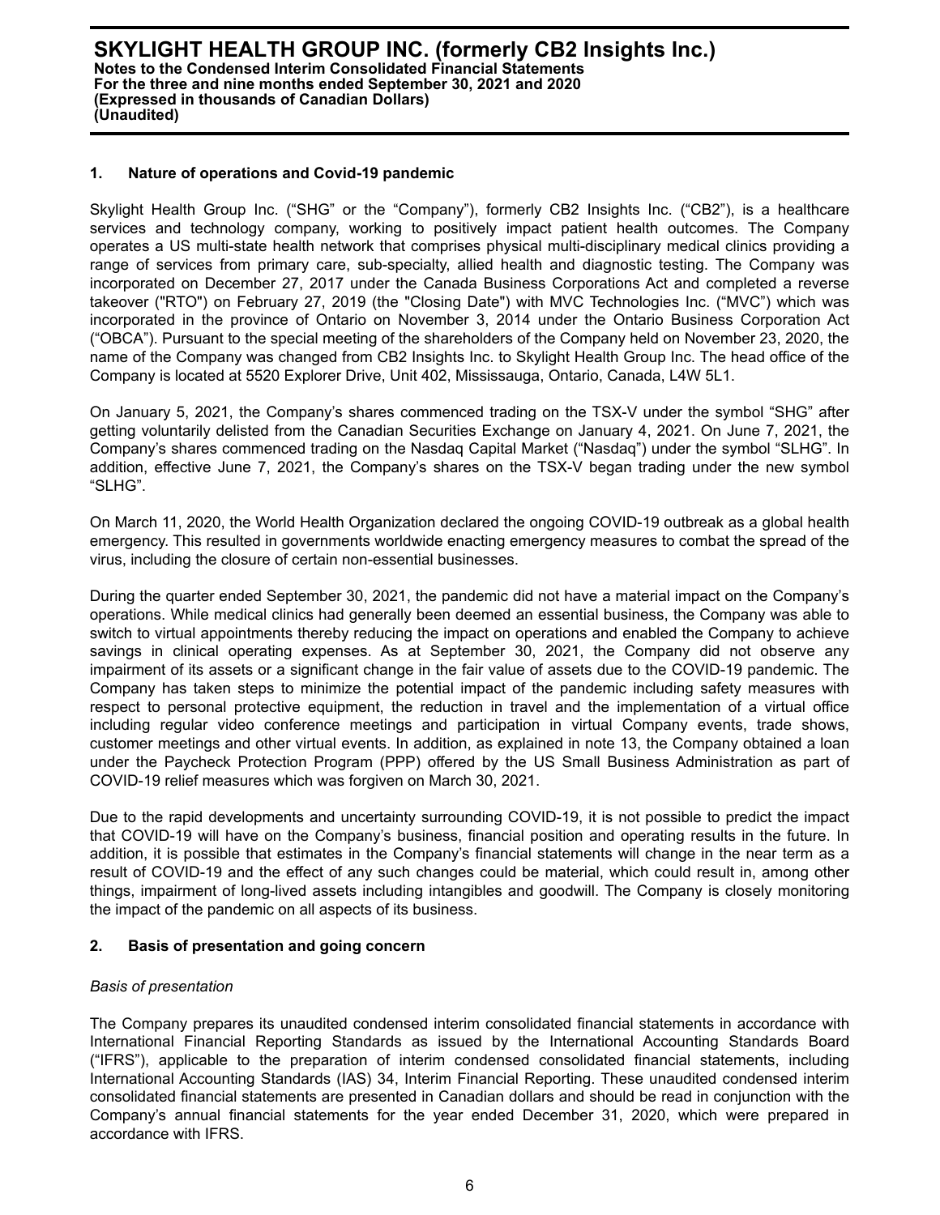## 1. Nature of operations and Covid-19 pandemic

Skylight Health Group Inc. ("SHG" or the "Company"), formerly CB2 Insights Inc. ("CB2"), is a healthcare services and technology company, working to positively impact patient health outcomes. The Company operates a US multi-state health network that comprises physical multi-disciplinary medical clinics providing a range of services from primary care, sub-specialty, allied health and diagnostic testing. The Company was incorporated on December 27, 2017 under the Canada Business Corporations Act and completed a reverse takeover ("RTO") on February 27, 2019 (the "Closing Date") with MVC Technologies Inc. ("MVC") which was incorporated in the province of Ontario on November 3, 2014 under the Ontario Business Corporation Act ("OBCA"). Pursuant to the special meeting of the shareholders of the Company held on November 23, 2020, the name of the Company was changed from CB2 Insights Inc. to Skylight Health Group Inc. The head office of the Company is located at 5520 Explorer Drive, Unit 402, Mississauga, Ontario, Canada, L4W 5L1.

On January 5, 2021, the Company's shares commenced trading on the TSX-V under the symbol "SHG" after getting voluntarily delisted from the Canadian Securities Exchange on January 4, 2021. On June 7, 2021, the Company's shares commenced trading on the Nasdaq Capital Market ("Nasdaq") under the symbol "SLHG". In addition, effective June 7, 2021, the Company's shares on the TSX-V began trading under the new symbol "SLHG".

On March 11, 2020, the World Health Organization declared the ongoing COVID-19 outbreak as a global health emergency. This resulted in governments worldwide enacting emergency measures to combat the spread of the virus, including the closure of certain non-essential businesses.

During the quarter ended September 30, 2021, the pandemic did not have a material impact on the Company's operations. While medical clinics had generally been deemed an essential business, the Company was able to switch to virtual appointments thereby reducing the impact on operations and enabled the Company to achieve savings in clinical operating expenses. As at September 30, 2021, the Company did not observe any impairment of its assets or a significant change in the fair value of assets due to the COVID-19 pandemic. The Company has taken steps to minimize the potential impact of the pandemic including safety measures with respect to personal protective equipment, the reduction in travel and the implementation of a virtual office including regular video conference meetings and participation in virtual Company events, trade shows, customer meetings and other virtual events. In addition, as explained in note 13, the Company obtained a loan under the Paycheck Protection Program (PPP) offered by the US Small Business Administration as part of COVID-19 relief measures which was forgiven on March 30, 2021.

Due to the rapid developments and uncertainty surrounding COVID-19, it is not possible to predict the impact that COVID-19 will have on the Company's business, financial position and operating results in the future. In addition, it is possible that estimates in the Company's financial statements will change in the near term as a result of COVID-19 and the effect of any such changes could be material, which could result in, among other things, impairment of long-lived assets including intangibles and goodwill. The Company is closely monitoring the impact of the pandemic on all aspects of its business.

## 2. Basis of presentation and going concern

*Basis of presentation*

The Company prepares its unaudited condensed interim consolidated financial statements in accordance with International Financial Reporting Standards as issued by the International Accounting Standards Board ("IFRS"), applicable to the preparation of interim condensed consolidated financial statements, including International Accounting Standards (IAS) 34, Interim Financial Reporting. These unaudited condensed interim consolidated financial statements are presented in Canadian dollars and should be read in conjunction with the Company's annual financial statements for the year ended December 31, 2020, which were prepared in accordance with IFRS.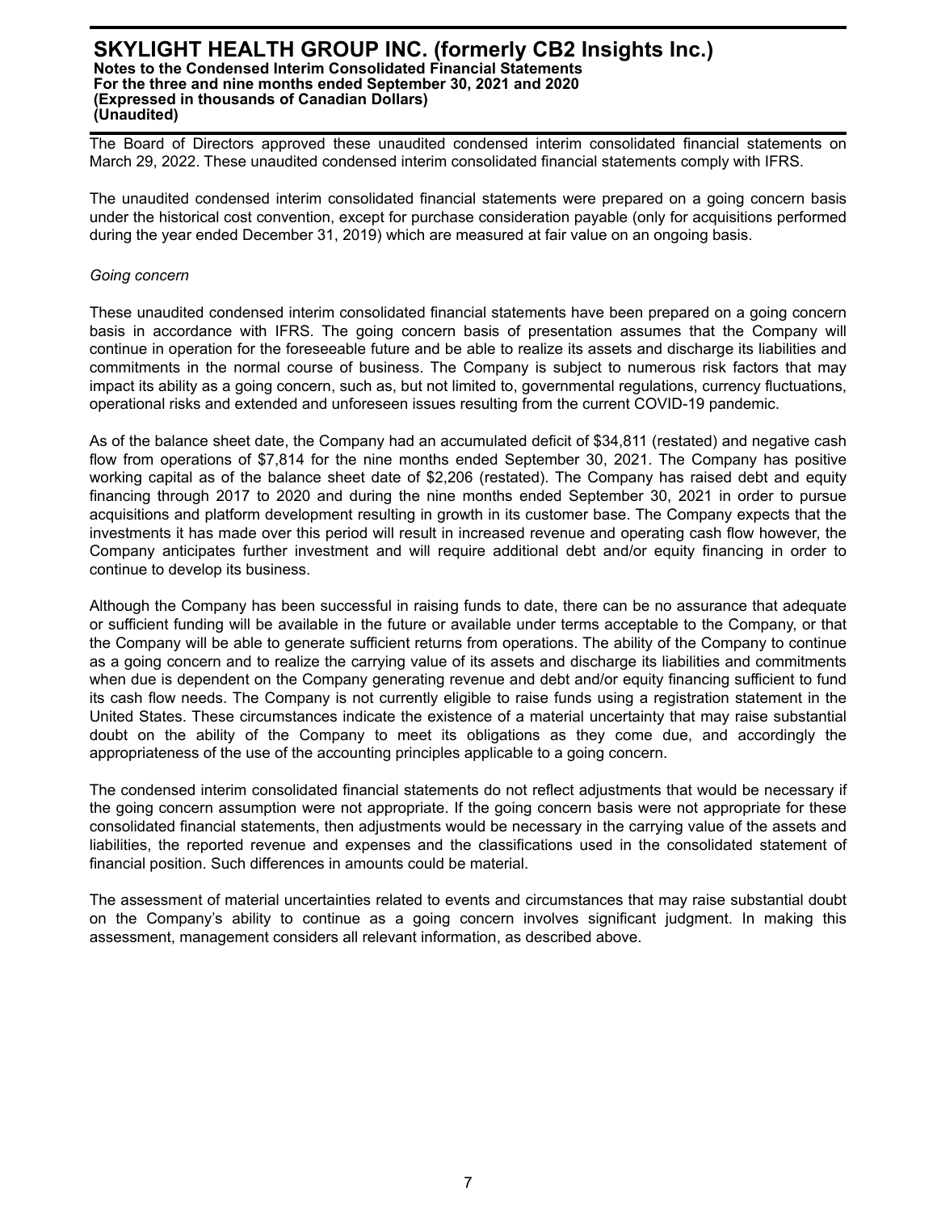The Board of Directors approved these unaudited condensed interim consolidated financial statements on March 29, 2022. These unaudited condensed interim consolidated financial statements comply with IFRS.

The unaudited condensed interim consolidated financial statements were prepared on a going concern basis under the historical cost convention, except for purchase consideration payable (only for acquisitions performed during the year ended December 31, 2019) which are measured at fair value on an ongoing basis.

*Going concern*

These unaudited condensed interim consolidated financial statements have been prepared on a going concern basis in accordance with IFRS. The going concern basis of presentation assumes that the Company will continue in operation for the foreseeable future and be able to realize its assets and discharge its liabilities and commitments in the normal course of business. The Company is subject to numerous risk factors that may impact its ability as a going concern, such as, but not limited to, governmental regulations, currency fluctuations, operational risks and extended and unforeseen issues resulting from the current COVID-19 pandemic.

As of the balance sheet date, the Company had an accumulated deficit of $34,811 (restated) and negative cash flow from operations of $7,814 for the nine months ended September 30, 2021. The Company has positive working capital as of the balance sheet date of $2,206 (restated). The Company has raised debt and equity financing through 2017 to 2020 and during the nine months ended September 30, 2021 in order to pursue acquisitions and platform development resulting in growth in its customer base. The Company expects that the investments it has made over this period will result in increased revenue and operating cash flow however, the Company anticipates further investment and will require additional debt and/or equity financing in order to continue to develop its business.

Although the Company has been successful in raising funds to date, there can be no assurance that adequate or sufficient funding will be available in the future or available under terms acceptable to the Company, or that the Company will be able to generate sufficient returns from operations. The ability of the Company to continue as a going concern and to realize the carrying value of its assets and discharge its liabilities and commitments when due is dependent on the Company generating revenue and debt and/or equity financing sufficient to fund its cash flow needs. The Company is not currently eligible to raise funds using a registration statement in the United States. These circumstances indicate the existence of a material uncertainty that may raise substantial doubt on the ability of the Company to meet its obligations as they come due, and accordingly the appropriateness of the use of the accounting principles applicable to a going concern.

The condensed interim consolidated financial statements do not reflect adjustments that would be necessary if the going concern assumption were not appropriate. If the going concern basis were not appropriate for these consolidated financial statements, then adjustments would be necessary in the carrying value of the assets and liabilities, the reported revenue and expenses and the classifications used in the consolidated statement of financial position. Such differences in amounts could be material.

The assessment of material uncertainties related to events and circumstances that may raise substantial doubt on the Company's ability to continue as a going concern involves significant judgment. In making this assessment, management considers all relevant information, as described above.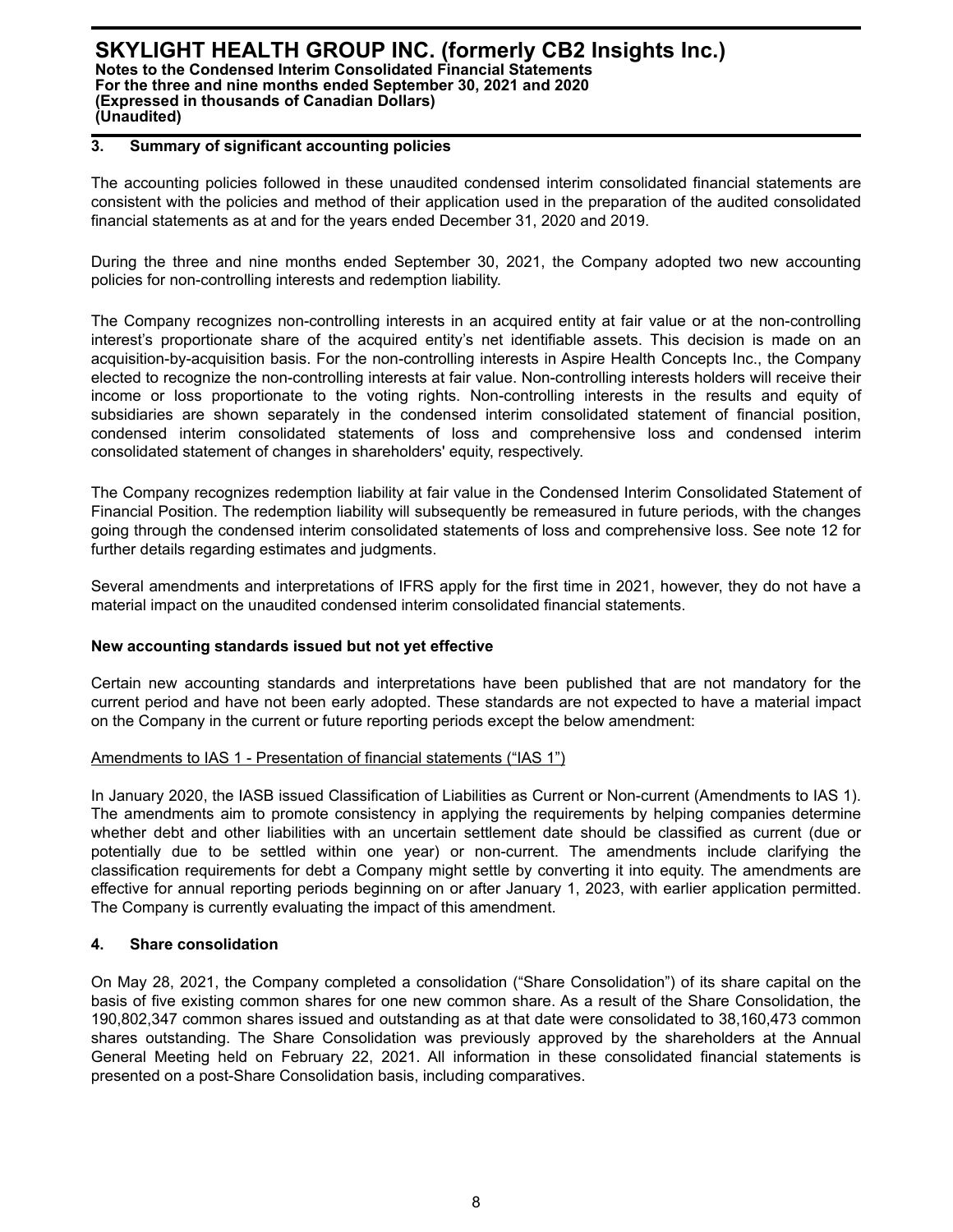## 3. Summary of significant accounting policies

The accounting policies followed in these unaudited condensed interim consolidated financial statements are consistent with the policies and method of their application used in the preparation of the audited consolidated financial statements as at and for the years ended December 31, 2020 and 2019.

During the three and nine months ended September 30, 2021, the Company adopted two new accounting policies for non-controlling interests and redemption liability.

The Company recognizes non-controlling interests in an acquired entity at fair value or at the non-controlling interest's proportionate share of the acquired entity's net identifiable assets. This decision is made on an acquisition-by-acquisition basis. For the non-controlling interests in Aspire Health Concepts Inc., the Company elected to recognize the non-controlling interests at fair value. Non-controlling interests holders will receive their income or loss proportionate to the voting rights. Non-controlling interests in the results and equity of subsidiaries are shown separately in the condensed interim consolidated statement of financial position, condensed interim consolidated statements of loss and comprehensive loss and condensed interim consolidated statement of changes in shareholders' equity, respectively.

The Company recognizes redemption liability at fair value in the Condensed Interim Consolidated Statement of Financial Position. The redemption liability will subsequently be remeasured in future periods, with the changes going through the condensed interim consolidated statements of loss and comprehensive loss. See note 12 for further details regarding estimates and judgments.

Several amendments and interpretations of IFRS apply for the first time in 2021, however, they do not have a material impact on the unaudited condensed interim consolidated financial statements.

### New accounting standards issued but not yet effective

Certain new accounting standards and interpretations have been published that are not mandatory for the current period and have not been early adopted. These standards are not expected to have a material impact on the Company in the current or future reporting periods except the below amendment:

Amendments to IAS 1 - Presentation of financial statements ("IAS 1")

In January 2020, the IASB issued Classification of Liabilities as Current or Non-current (Amendments to IAS 1). The amendments aim to promote consistency in applying the requirements by helping companies determine whether debt and other liabilities with an uncertain settlement date should be classified as current (due or potentially due to be settled within one year) or non-current. The amendments include clarifying the classification requirements for debt a Company might settle by converting it into equity. The amendments are effective for annual reporting periods beginning on or after January 1, 2023, with earlier application permitted. The Company is currently evaluating the impact of this amendment.

## 4. Share consolidation

On May 28, 2021, the Company completed a consolidation ("Share Consolidation") of its share capital on the basis of five existing common shares for one new common share. As a result of the Share Consolidation, the 190,802,347 common shares issued and outstanding as at that date were consolidated to 38,160,473 common shares outstanding. The Share Consolidation was previously approved by the shareholders at the Annual General Meeting held on February 22, 2021. All information in these consolidated financial statements is presented on a post-Share Consolidation basis, including comparatives.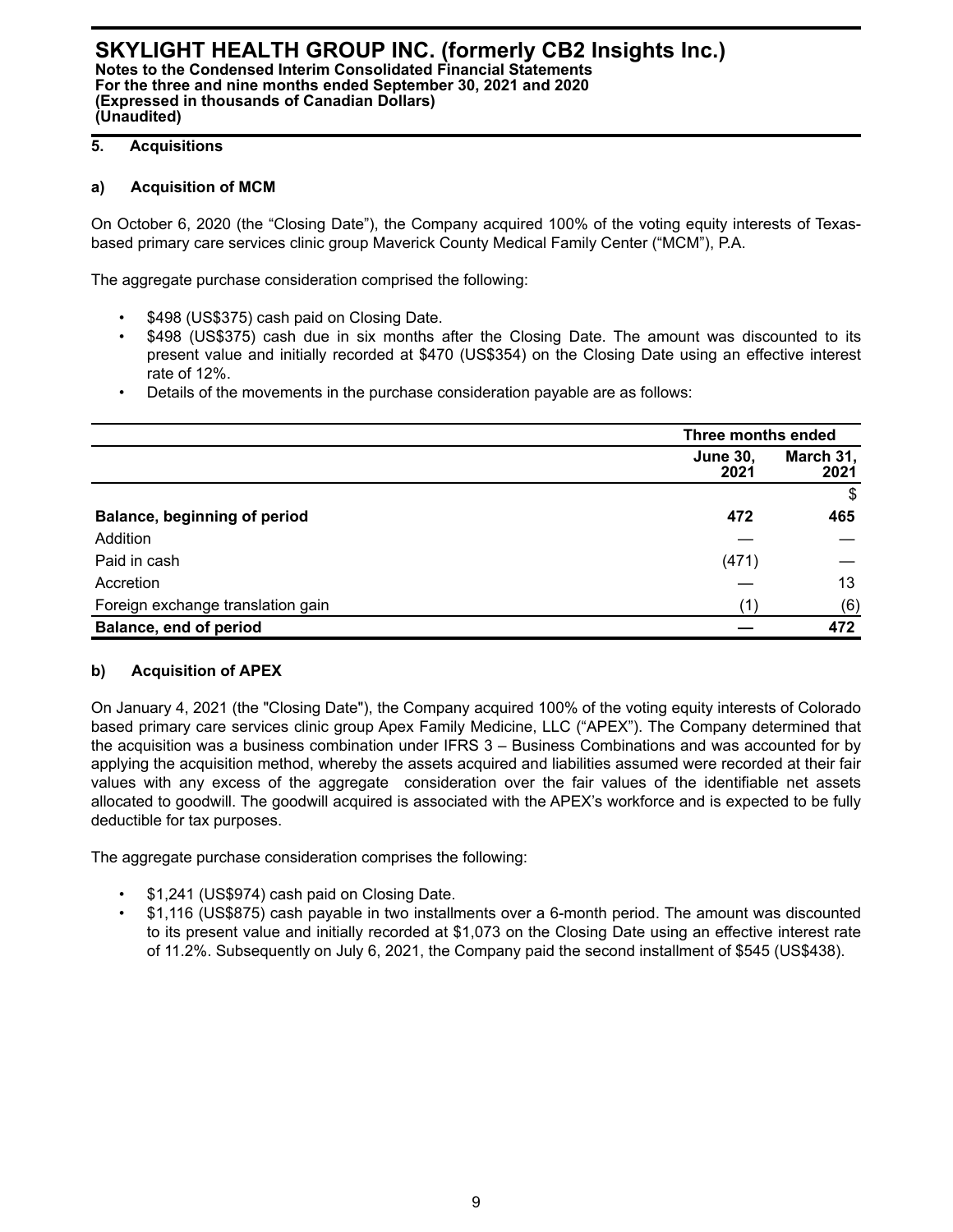## 5. Acquisitions

### a) Acquisition of MCM

On October 6, 2020 (the "Closing Date"), the Company acquired 100% of the voting equity interests of Texas-based primary care services clinic group Maverick County Medical Family Center ("MCM"), P.A.

The aggregate purchase consideration comprised the following:

- $498 (US$375) cash paid on Closing Date.
- $498 (US$375) cash due in six months after the Closing Date. The amount was discounted to its present value and initially recorded at $470 (US$354) on the Closing Date using an effective interest rate of 12%.
- Details of the movements in the purchase consideration payable are as follows:

| | Three months ended | |
|---|---|---|
| | **June 30, 2021** | **March 31, 2021** |
| | | $ |
| **Balance, beginning of period** | **472** | **465** |
| Addition | — | — |
| Paid in cash | (471) | — |
| Accretion | — | 13 |
| Foreign exchange translation gain | (1) | (6) |
| **Balance, end of period** | **—** | **472** |

### b) Acquisition of APEX

On January 4, 2021 (the "Closing Date"), the Company acquired 100% of the voting equity interests of Colorado based primary care services clinic group Apex Family Medicine, LLC ("APEX"). The Company determined that the acquisition was a business combination under IFRS 3 – Business Combinations and was accounted for by applying the acquisition method, whereby the assets acquired and liabilities assumed were recorded at their fair values with any excess of the aggregate consideration over the fair values of the identifiable net assets allocated to goodwill. The goodwill acquired is associated with the APEX's workforce and is expected to be fully deductible for tax purposes.

The aggregate purchase consideration comprises the following:

- $1,241 (US$974) cash paid on Closing Date.
- $1,116 (US$875) cash payable in two installments over a 6-month period. The amount was discounted to its present value and initially recorded at $1,073 on the Closing Date using an effective interest rate of 11.2%. Subsequently on July 6, 2021, the Company paid the second installment of $545 (US$438).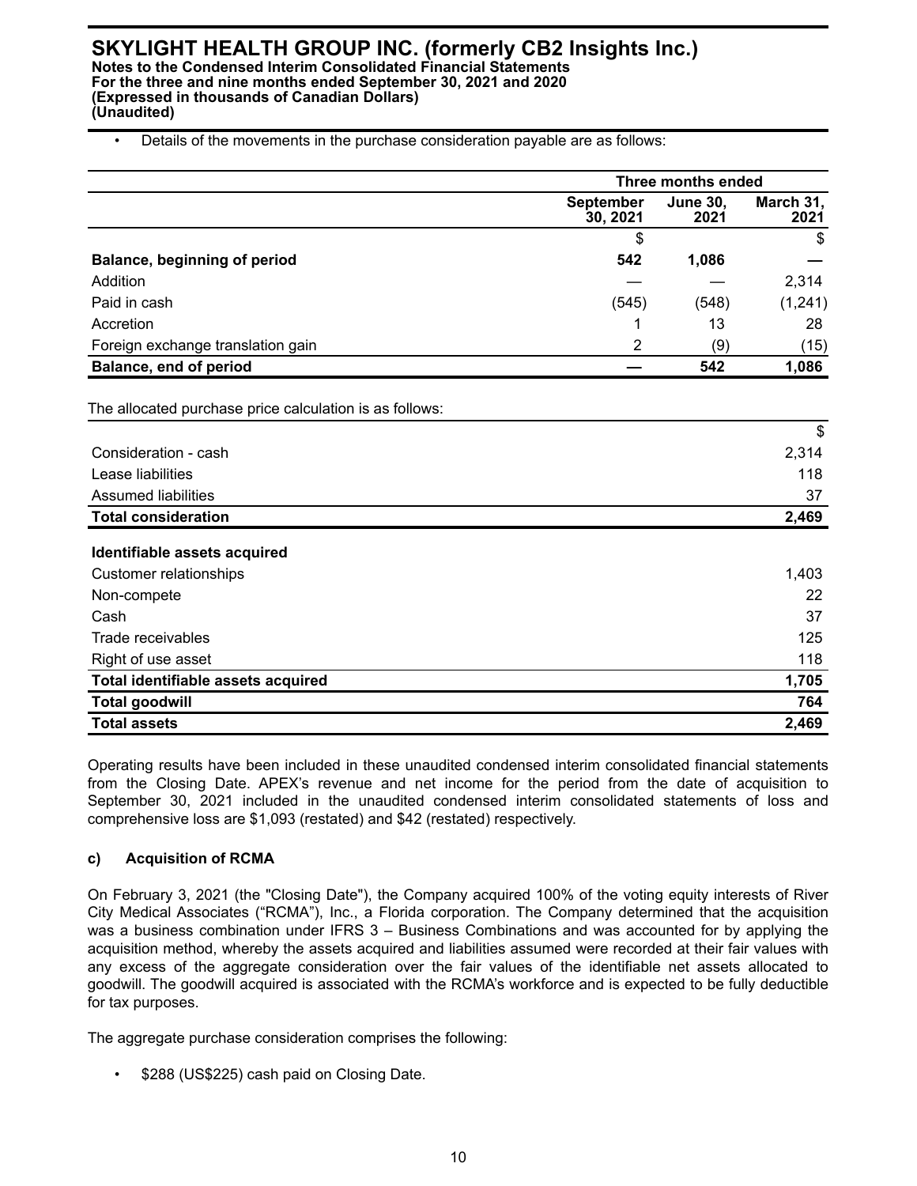- Details of the movements in the purchase consideration payable are as follows:

| | Three months ended | | |
|---|---|---|---|
| | September 30, 2021 | June 30, 2021 | March 31, 2021 |
| | $ | | $ |
| **Balance, beginning of period** | **542** | **1,086** | **—** |
| Addition | — | — | 2,314 |
| Paid in cash | (545) | (548) | (1,241) |
| Accretion | 1 | 13 | 28 |
| Foreign exchange translation gain | 2 | (9) | (15) |
| **Balance, end of period** | **—** | **542** | **1,086** |

The allocated purchase price calculation is as follows:

| | $ |
|---|---|
| Consideration - cash | 2,314 |
| Lease liabilities | 118 |
| Assumed liabilities | 37 |
| **Total consideration** | **2,469** |
| **Identifiable assets acquired** | |
| Customer relationships | 1,403 |
| Non-compete | 22 |
| Cash | 37 |
| Trade receivables | 125 |
| Right of use asset | 118 |
| **Total identifiable assets acquired** | **1,705** |
| **Total goodwill** | **764** |
| **Total assets** | **2,469** |

Operating results have been included in these unaudited condensed interim consolidated financial statements from the Closing Date. APEX's revenue and net income for the period from the date of acquisition to September 30, 2021 included in the unaudited condensed interim consolidated statements of loss and comprehensive loss are $1,093 (restated) and $42 (restated) respectively.

#### c) Acquisition of RCMA

On February 3, 2021 (the "Closing Date"), the Company acquired 100% of the voting equity interests of River City Medical Associates ("RCMA"), Inc., a Florida corporation. The Company determined that the acquisition was a business combination under IFRS 3 – Business Combinations and was accounted for by applying the acquisition method, whereby the assets acquired and liabilities assumed were recorded at their fair values with any excess of the aggregate consideration over the fair values of the identifiable net assets allocated to goodwill. The goodwill acquired is associated with the RCMA's workforce and is expected to be fully deductible for tax purposes.

The aggregate purchase consideration comprises the following:

- $288 (US$225) cash paid on Closing Date.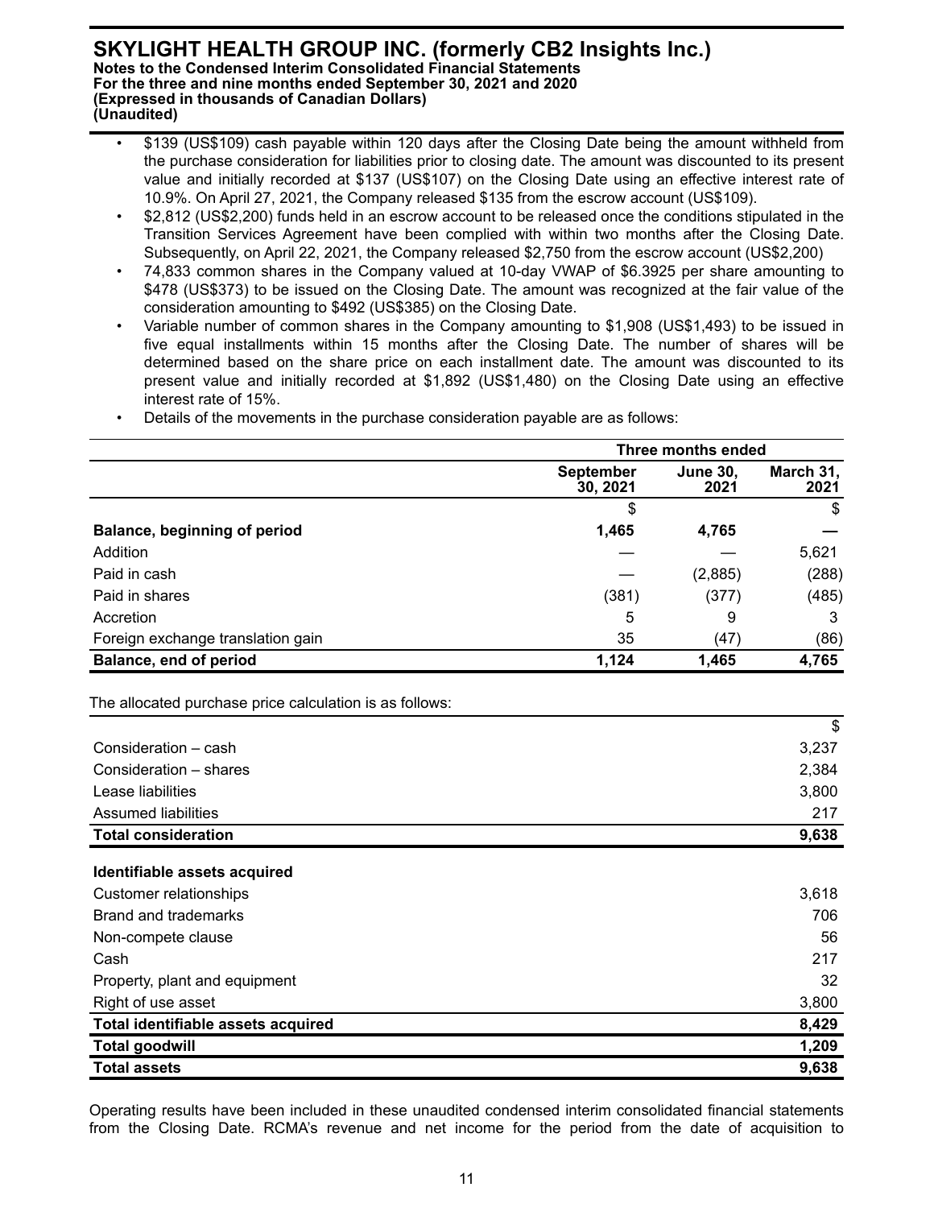- $139 (US$109) cash payable within 120 days after the Closing Date being the amount withheld from the purchase consideration for liabilities prior to closing date. The amount was discounted to its present value and initially recorded at $137 (US$107) on the Closing Date using an effective interest rate of 10.9%. On April 27, 2021, the Company released $135 from the escrow account (US$109).
- $2,812 (US$2,200) funds held in an escrow account to be released once the conditions stipulated in the Transition Services Agreement have been complied with within two months after the Closing Date. Subsequently, on April 22, 2021, the Company released $2,750 from the escrow account (US$2,200)
- 74,833 common shares in the Company valued at 10-day VWAP of $6.3925 per share amounting to $478 (US$373) to be issued on the Closing Date. The amount was recognized at the fair value of the consideration amounting to $492 (US$385) on the Closing Date.
- Variable number of common shares in the Company amounting to $1,908 (US$1,493) to be issued in five equal installments within 15 months after the Closing Date. The number of shares will be determined based on the share price on each installment date. The amount was discounted to its present value and initially recorded at $1,892 (US$1,480) on the Closing Date using an effective interest rate of 15%.
- Details of the movements in the purchase consideration payable are as follows:

| | Three months ended | | |
|---|---|---|---|
| | **September 30, 2021** | **June 30, 2021** | **March 31, 2021** |
| | $ | | $ |
| **Balance, beginning of period** | **1,465** | **4,765** | **—** |
| Addition | — | — | 5,621 |
| Paid in cash | — | (2,885) | (288) |
| Paid in shares | (381) | (377) | (485) |
| Accretion | 5 | 9 | 3 |
| Foreign exchange translation gain | 35 | (47) | (86) |
| **Balance, end of period** | **1,124** | **1,465** | **4,765** |

The allocated purchase price calculation is as follows:

| | $ |
|---|---|
| Consideration – cash | 3,237 |
| Consideration – shares | 2,384 |
| Lease liabilities | 3,800 |
| Assumed liabilities | 217 |
| **Total consideration** | **9,638** |
| | |
| **Identifiable assets acquired** | |
| Customer relationships | 3,618 |
| Brand and trademarks | 706 |
| Non-compete clause | 56 |
| Cash | 217 |
| Property, plant and equipment | 32 |
| Right of use asset | 3,800 |
| **Total identifiable assets acquired** | **8,429** |
| **Total goodwill** | **1,209** |
| **Total assets** | **9,638** |

Operating results have been included in these unaudited condensed interim consolidated financial statements from the Closing Date. RCMA's revenue and net income for the period from the date of acquisition to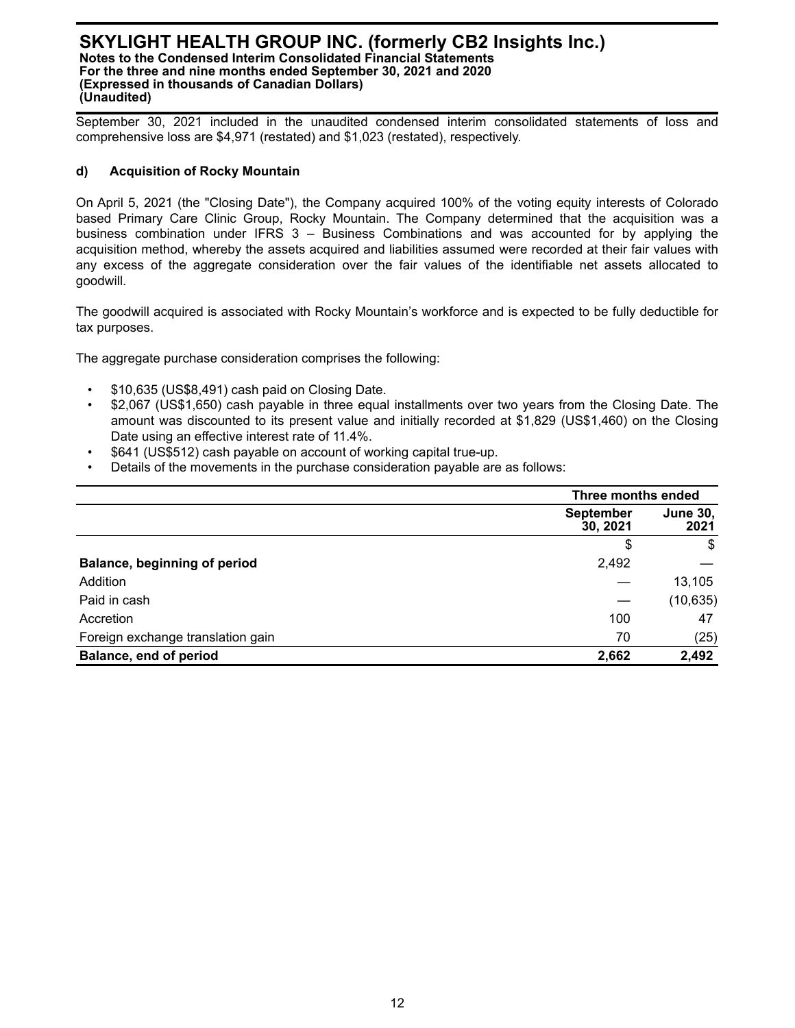September 30, 2021 included in the unaudited condensed interim consolidated statements of loss and comprehensive loss are $4,971 (restated) and $1,023 (restated), respectively.

### d) Acquisition of Rocky Mountain

On April 5, 2021 (the "Closing Date"), the Company acquired 100% of the voting equity interests of Colorado based Primary Care Clinic Group, Rocky Mountain. The Company determined that the acquisition was a business combination under IFRS 3 – Business Combinations and was accounted for by applying the acquisition method, whereby the assets acquired and liabilities assumed were recorded at their fair values with any excess of the aggregate consideration over the fair values of the identifiable net assets allocated to goodwill.

The goodwill acquired is associated with Rocky Mountain's workforce and is expected to be fully deductible for tax purposes.

The aggregate purchase consideration comprises the following:

- $10,635 (US$8,491) cash paid on Closing Date.
- $2,067 (US$1,650) cash payable in three equal installments over two years from the Closing Date. The amount was discounted to its present value and initially recorded at $1,829 (US$1,460) on the Closing Date using an effective interest rate of 11.4%.
- $641 (US$512) cash payable on account of working capital true-up.
- Details of the movements in the purchase consideration payable are as follows:

| | Three months ended | |
|---|---|---|
| | September 30, 2021 | June 30, 2021 |
| | $ | $ |
| **Balance, beginning of period** | 2,492 | — |
| Addition | — | 13,105 |
| Paid in cash | — | (10,635) |
| Accretion | 100 | 47 |
| Foreign exchange translation gain | 70 | (25) |
| **Balance, end of period** | **2,662** | **2,492** |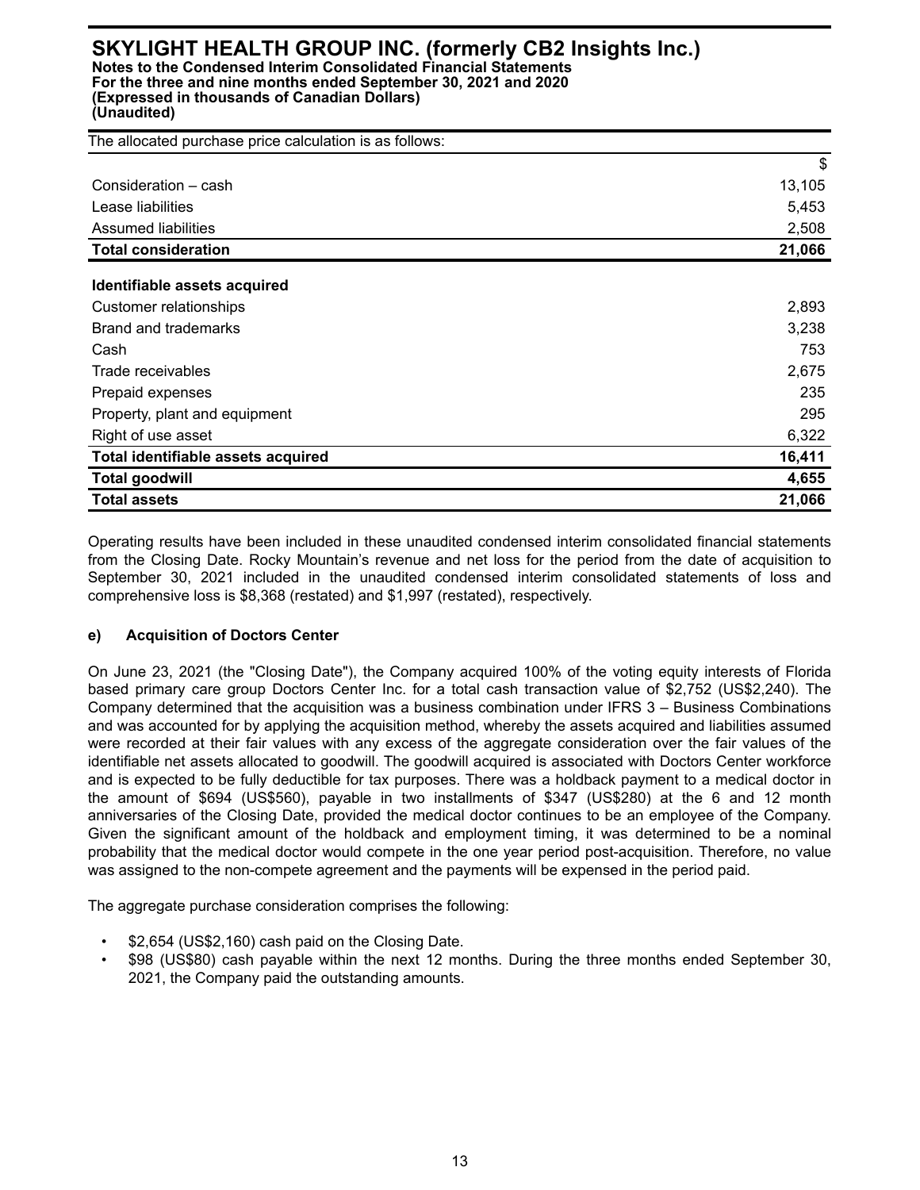The allocated purchase price calculation is as follows:

| | $ |
|---|---|
| Consideration – cash | 13,105 |
| Lease liabilities | 5,453 |
| Assumed liabilities | 2,508 |
| **Total consideration** | **21,066** |
| **Identifiable assets acquired** | |
| Customer relationships | 2,893 |
| Brand and trademarks | 3,238 |
| Cash | 753 |
| Trade receivables | 2,675 |
| Prepaid expenses | 235 |
| Property, plant and equipment | 295 |
| Right of use asset | 6,322 |
| **Total identifiable assets acquired** | **16,411** |
| **Total goodwill** | **4,655** |
| **Total assets** | **21,066** |

Operating results have been included in these unaudited condensed interim consolidated financial statements from the Closing Date. Rocky Mountain's revenue and net loss for the period from the date of acquisition to September 30, 2021 included in the unaudited condensed interim consolidated statements of loss and comprehensive loss is $8,368 (restated) and $1,997 (restated), respectively.

**e) Acquisition of Doctors Center**

On June 23, 2021 (the "Closing Date"), the Company acquired 100% of the voting equity interests of Florida based primary care group Doctors Center Inc. for a total cash transaction value of $2,752 (US$2,240). The Company determined that the acquisition was a business combination under IFRS 3 – Business Combinations and was accounted for by applying the acquisition method, whereby the assets acquired and liabilities assumed were recorded at their fair values with any excess of the aggregate consideration over the fair values of the identifiable net assets allocated to goodwill. The goodwill acquired is associated with Doctors Center workforce and is expected to be fully deductible for tax purposes. There was a holdback payment to a medical doctor in the amount of $694 (US$560), payable in two installments of $347 (US$280) at the 6 and 12 month anniversaries of the Closing Date, provided the medical doctor continues to be an employee of the Company. Given the significant amount of the holdback and employment timing, it was determined to be a nominal probability that the medical doctor would compete in the one year period post-acquisition. Therefore, no value was assigned to the non-compete agreement and the payments will be expensed in the period paid.

The aggregate purchase consideration comprises the following:

- $2,654 (US$2,160) cash paid on the Closing Date.
- $98 (US$80) cash payable within the next 12 months. During the three months ended September 30, 2021, the Company paid the outstanding amounts.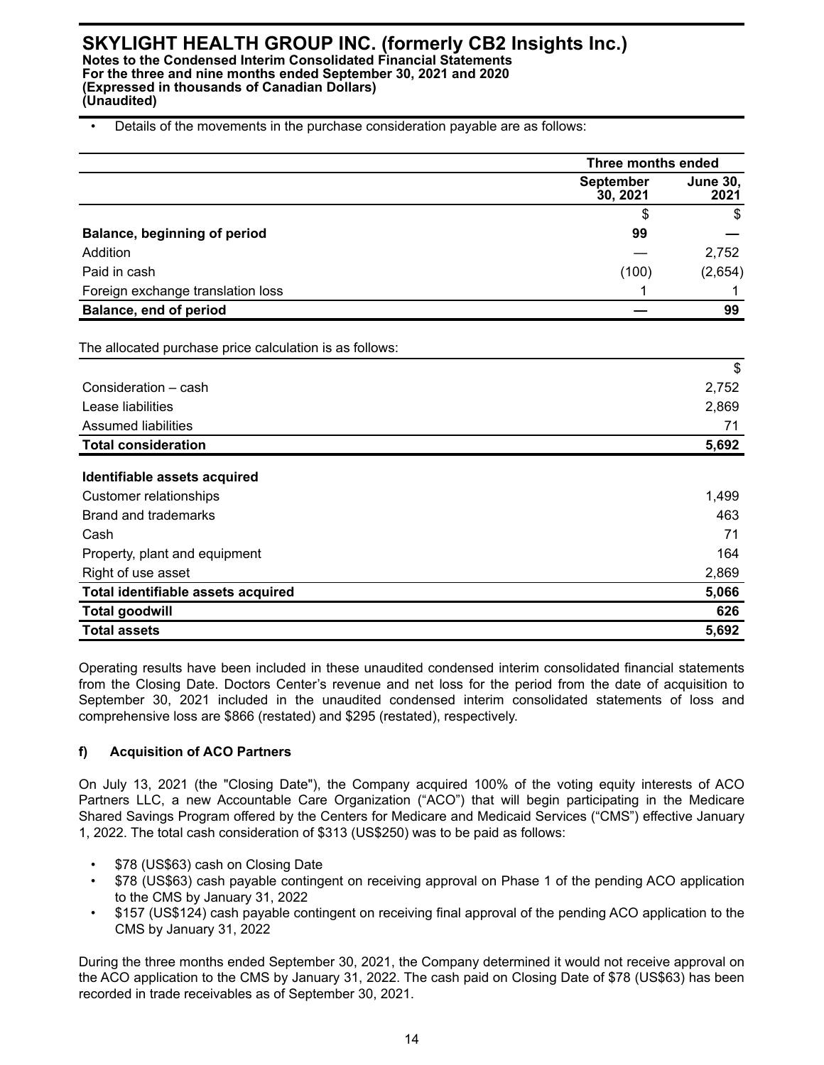- Details of the movements in the purchase consideration payable are as follows:

| | Three months ended | |
|---|---|---|
| | September 30, 2021 | June 30, 2021 |
| | $ | $ |
| **Balance, beginning of period** | **99** | **—** |
| Addition | — | 2,752 |
| Paid in cash | (100) | (2,654) |
| Foreign exchange translation loss | 1 | 1 |
| **Balance, end of period** | **—** | **99** |

The allocated purchase price calculation is as follows:

| | $ |
|---|---|
| Consideration – cash | 2,752 |
| Lease liabilities | 2,869 |
| Assumed liabilities | 71 |
| **Total consideration** | **5,692** |
| **Identifiable assets acquired** | |
| Customer relationships | 1,499 |
| Brand and trademarks | 463 |
| Cash | 71 |
| Property, plant and equipment | 164 |
| Right of use asset | 2,869 |
| **Total identifiable assets acquired** | **5,066** |
| **Total goodwill** | **626** |
| **Total assets** | **5,692** |

Operating results have been included in these unaudited condensed interim consolidated financial statements from the Closing Date. Doctors Center's revenue and net loss for the period from the date of acquisition to September 30, 2021 included in the unaudited condensed interim consolidated statements of loss and comprehensive loss are $866 (restated) and $295 (restated), respectively.

#### f) Acquisition of ACO Partners

On July 13, 2021 (the "Closing Date"), the Company acquired 100% of the voting equity interests of ACO Partners LLC, a new Accountable Care Organization ("ACO") that will begin participating in the Medicare Shared Savings Program offered by the Centers for Medicare and Medicaid Services ("CMS") effective January 1, 2022. The total cash consideration of $313 (US$250) was to be paid as follows:

- $78 (US$63) cash on Closing Date
- $78 (US$63) cash payable contingent on receiving approval on Phase 1 of the pending ACO application to the CMS by January 31, 2022
- $157 (US$124) cash payable contingent on receiving final approval of the pending ACO application to the CMS by January 31, 2022

During the three months ended September 30, 2021, the Company determined it would not receive approval on the ACO application to the CMS by January 31, 2022. The cash paid on Closing Date of $78 (US$63) has been recorded in trade receivables as of September 30, 2021.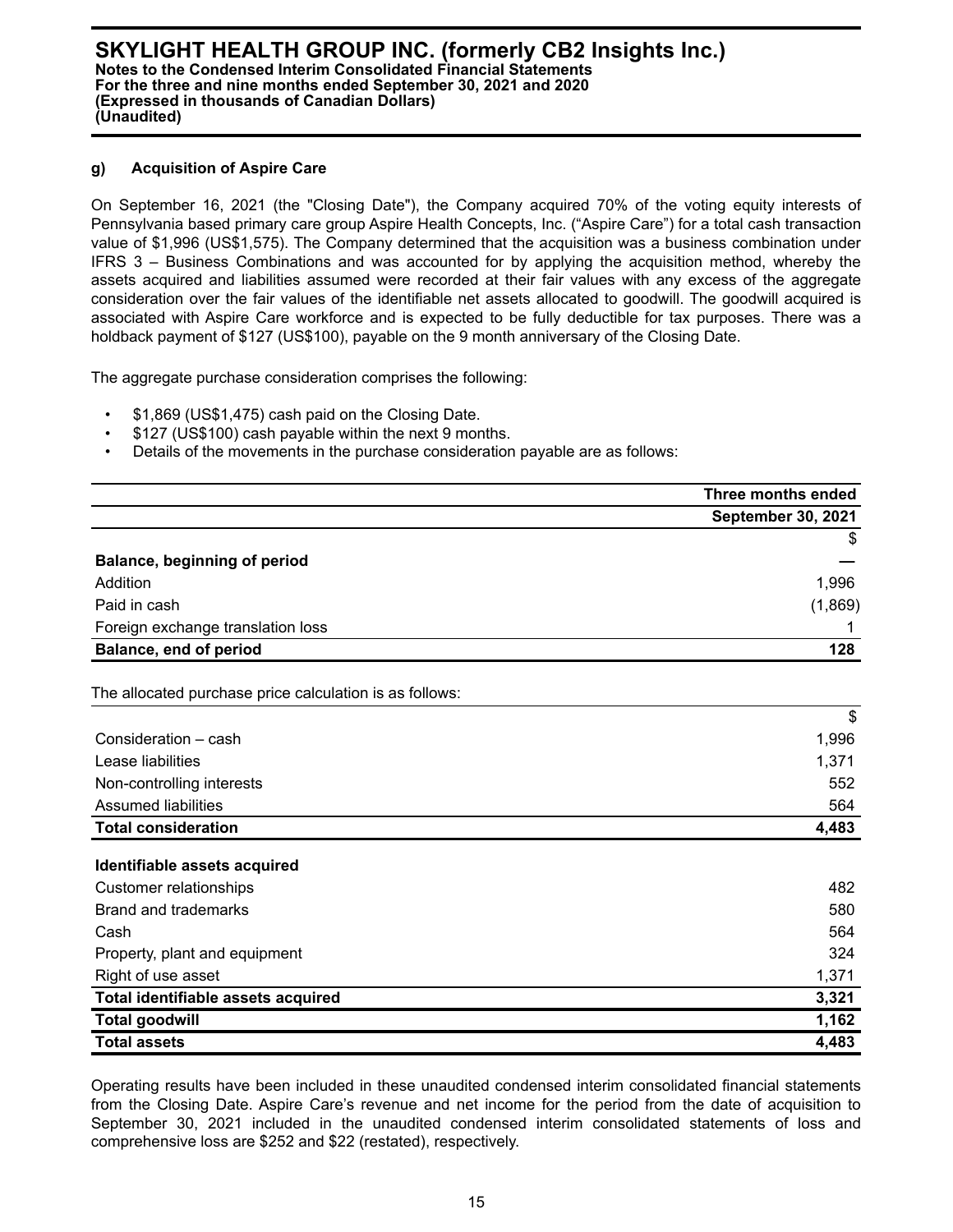#### g) Acquisition of Aspire Care

On September 16, 2021 (the "Closing Date"), the Company acquired 70% of the voting equity interests of Pennsylvania based primary care group Aspire Health Concepts, Inc. ("Aspire Care") for a total cash transaction value of $1,996 (US$1,575). The Company determined that the acquisition was a business combination under IFRS 3 – Business Combinations and was accounted for by applying the acquisition method, whereby the assets acquired and liabilities assumed were recorded at their fair values with any excess of the aggregate consideration over the fair values of the identifiable net assets allocated to goodwill. The goodwill acquired is associated with Aspire Care workforce and is expected to be fully deductible for tax purposes. There was a holdback payment of $127 (US$100), payable on the 9 month anniversary of the Closing Date.

The aggregate purchase consideration comprises the following:

- $1,869 (US$1,475) cash paid on the Closing Date.
- $127 (US$100) cash payable within the next 9 months.
- Details of the movements in the purchase consideration payable are as follows:

| | Three months ended September 30, 2021 |
|---|---|
| | $ |
| **Balance, beginning of period** | **—** |
| Addition | 1,996 |
| Paid in cash | (1,869) |
| Foreign exchange translation loss | 1 |
| **Balance, end of period** | **128** |

The allocated purchase price calculation is as follows:

| | $ |
|---|---|
| Consideration – cash | 1,996 |
| Lease liabilities | 1,371 |
| Non-controlling interests | 552 |
| Assumed liabilities | 564 |
| **Total consideration** | **4,483** |
| **Identifiable assets acquired** | |
| Customer relationships | 482 |
| Brand and trademarks | 580 |
| Cash | 564 |
| Property, plant and equipment | 324 |
| Right of use asset | 1,371 |
| **Total identifiable assets acquired** | **3,321** |
| **Total goodwill** | **1,162** |
| **Total assets** | **4,483** |

Operating results have been included in these unaudited condensed interim consolidated financial statements from the Closing Date. Aspire Care's revenue and net income for the period from the date of acquisition to September 30, 2021 included in the unaudited condensed interim consolidated statements of loss and comprehensive loss are $252 and $22 (restated), respectively.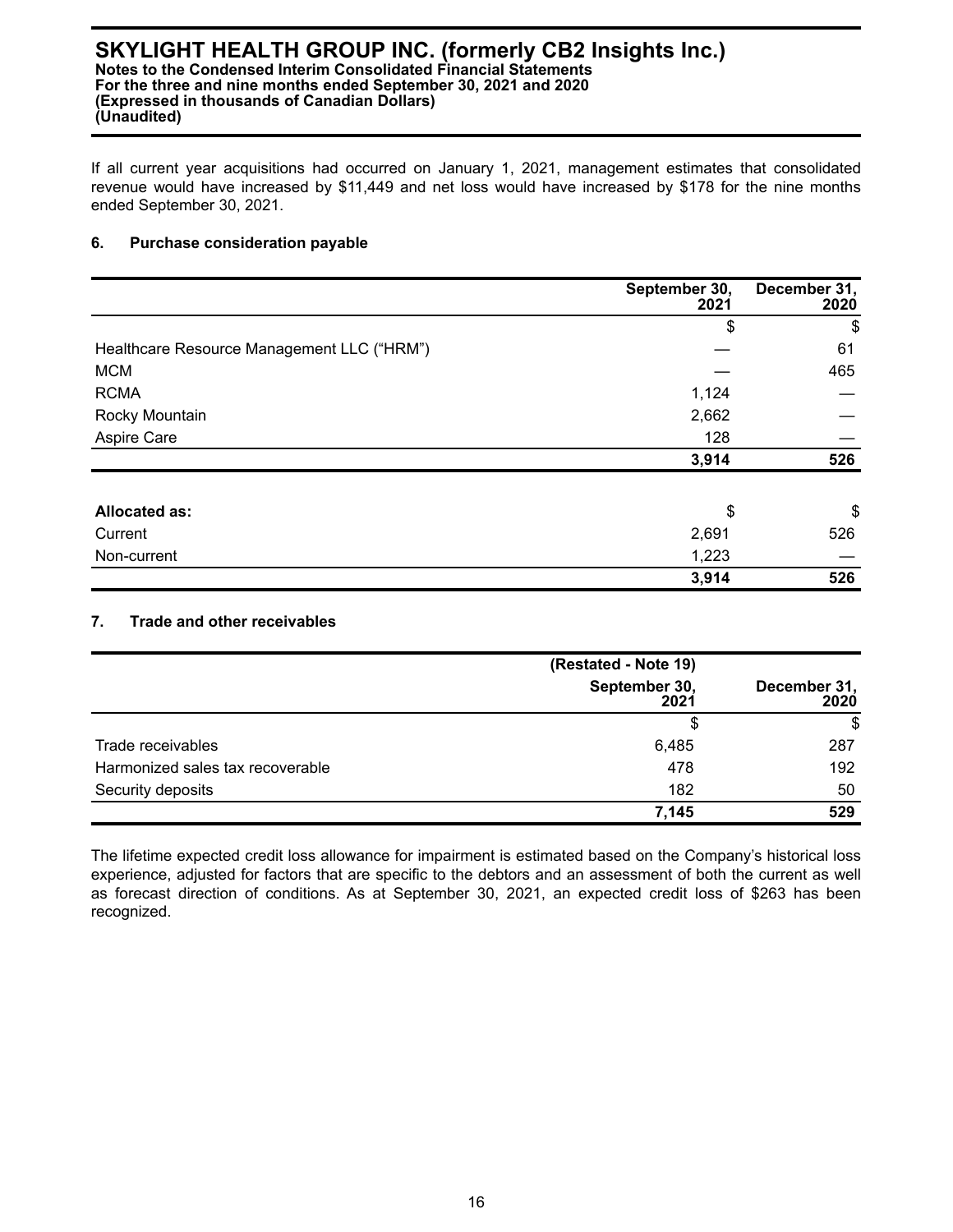If all current year acquisitions had occurred on January 1, 2021, management estimates that consolidated revenue would have increased by $11,449 and net loss would have increased by $178 for the nine months ended September 30, 2021.

## 6. Purchase consideration payable

| | September 30, 2021 | December 31, 2020 |
|---|---|---|
| | $ | $ |
| Healthcare Resource Management LLC ("HRM") | — | 61 |
| MCM | — | 465 |
| RCMA | 1,124 | — |
| Rocky Mountain | 2,662 | — |
| Aspire Care | 128 | — |
| | **3,914** | **526** |

| **Allocated as:** | $ | $ |
|---|---|---|
| Current | 2,691 | 526 |
| Non-current | 1,223 | — |
| | **3,914** | **526** |

## 7. Trade and other receivables

| | (Restated - Note 19) September 30, 2021 | December 31, 2020 |
|---|---|---|
| | $ | $ |
| Trade receivables | 6,485 | 287 |
| Harmonized sales tax recoverable | 478 | 192 |
| Security deposits | 182 | 50 |
| | **7,145** | **529** |

The lifetime expected credit loss allowance for impairment is estimated based on the Company's historical loss experience, adjusted for factors that are specific to the debtors and an assessment of both the current as well as forecast direction of conditions. As at September 30, 2021, an expected credit loss of $263 has been recognized.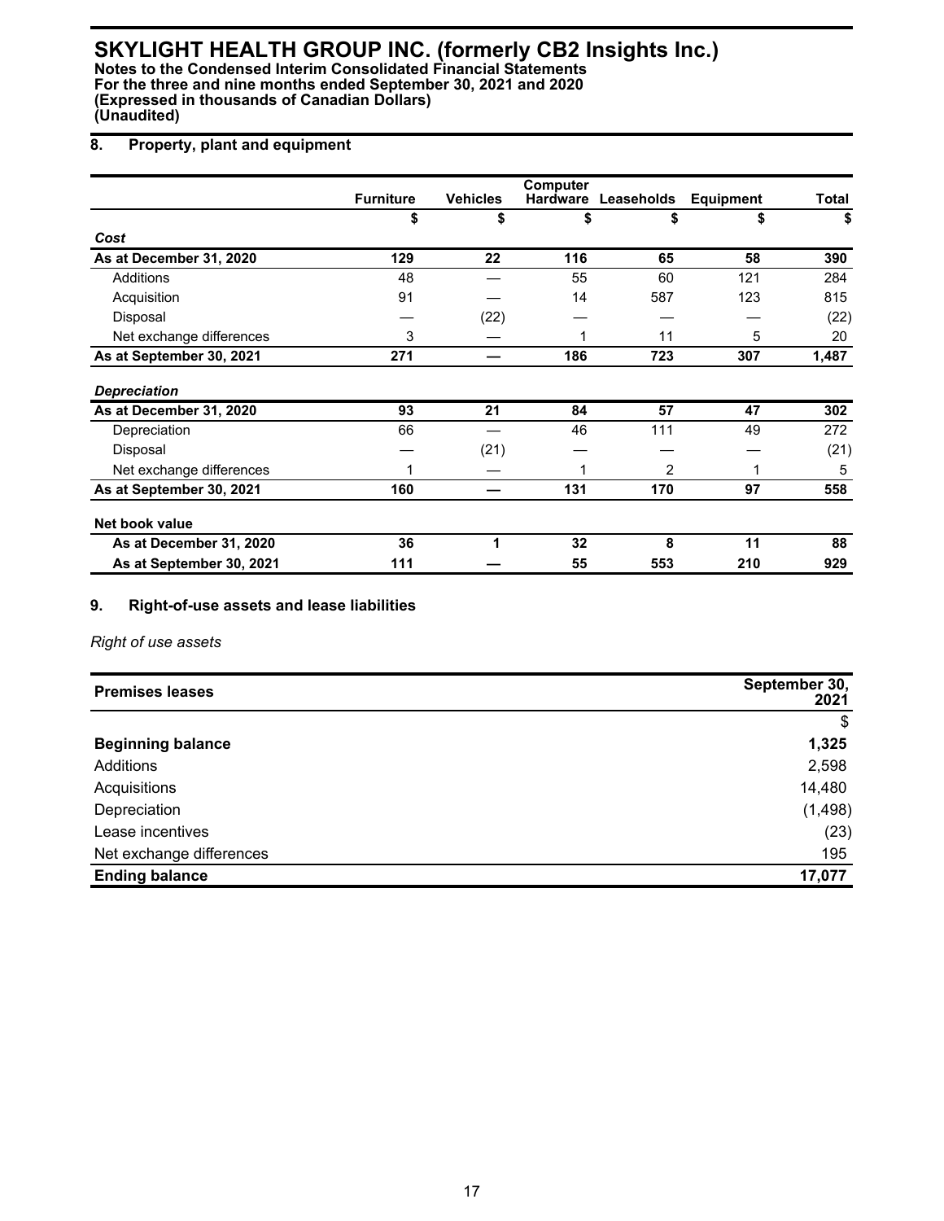# SKYLIGHT HEALTH GROUP INC. (formerly CB2 Insights Inc.)

**Notes to the Condensed Interim Consolidated Financial Statements**
**For the three and nine months ended September 30, 2021 and 2020**
**(Expressed in thousands of Canadian Dollars)**
**(Unaudited)**

## 8. Property, plant and equipment

| | Furniture | Vehicles | Computer Hardware | Leaseholds | Equipment | Total |
|---|---|---|---|---|---|---|
| | $ | $ | $ | $ | $ | $ |
| ***Cost*** | | | | | | |
| **As at December 31, 2020** | **129** | **22** | **116** | **65** | **58** | **390** |
| Additions | 48 | — | 55 | 60 | 121 | 284 |
| Acquisition | 91 | — | 14 | 587 | 123 | 815 |
| Disposal | — | (22) | — | — | — | (22) |
| Net exchange differences | 3 | — | 1 | 11 | 5 | 20 |
| **As at September 30, 2021** | **271** | **—** | **186** | **723** | **307** | **1,487** |
| ***Depreciation*** | | | | | | |
| **As at December 31, 2020** | **93** | **21** | **84** | **57** | **47** | **302** |
| Depreciation | 66 | — | 46 | 111 | 49 | 272 |
| Disposal | — | (21) | — | — | — | (21) |
| Net exchange differences | 1 | — | 1 | 2 | 1 | 5 |
| **As at September 30, 2021** | **160** | **—** | **131** | **170** | **97** | **558** |
| **Net book value** | | | | | | |
| **As at December 31, 2020** | **36** | **1** | **32** | **8** | **11** | **88** |
| **As at September 30, 2021** | **111** | **—** | **55** | **553** | **210** | **929** |

## 9. Right-of-use assets and lease liabilities

*Right of use assets*

| **Premises leases** | **September 30, 2021** |
|---|---|
| | $ |
| **Beginning balance** | **1,325** |
| Additions | 2,598 |
| Acquisitions | 14,480 |
| Depreciation | (1,498) |
| Lease incentives | (23) |
| Net exchange differences | 195 |
| **Ending balance** | **17,077** |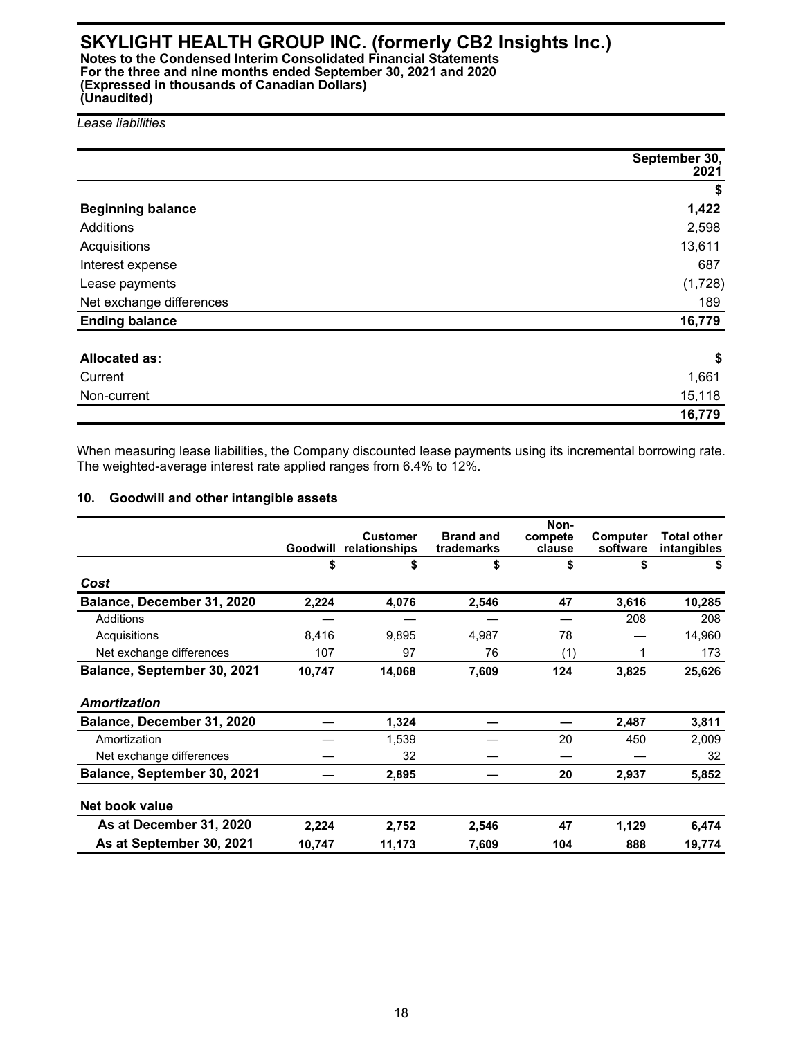*Lease liabilities*

| | September 30, 2021 |
|---|---|
| | $ |
| **Beginning balance** | **1,422** |
| Additions | 2,598 |
| Acquisitions | 13,611 |
| Interest expense | 687 |
| Lease payments | (1,728) |
| Net exchange differences | 189 |
| **Ending balance** | **16,779** |
| | |
| **Allocated as:** | **$** |
| Current | 1,661 |
| Non-current | 15,118 |
| | **16,779** |

When measuring lease liabilities, the Company discounted lease payments using its incremental borrowing rate. The weighted-average interest rate applied ranges from 6.4% to 12%.

## 10. Goodwill and other intangible assets

| | Goodwill | Customer relationships | Brand and trademarks | Non-compete clause | Computer software | Total other intangibles |
|---|---|---|---|---|---|---|
| | $ | $ | $ | $ | $ | $ |
| ***Cost*** | | | | | | |
| **Balance, December 31, 2020** | **2,224** | **4,076** | **2,546** | **47** | **3,616** | **10,285** |
| Additions | — | — | — | — | 208 | 208 |
| Acquisitions | 8,416 | 9,895 | 4,987 | 78 | — | 14,960 |
| Net exchange differences | 107 | 97 | 76 | (1) | 1 | 173 |
| **Balance, September 30, 2021** | **10,747** | **14,068** | **7,609** | **124** | **3,825** | **25,626** |
| ***Amortization*** | | | | | | |
| **Balance, December 31, 2020** | — | **1,324** | **—** | **—** | **2,487** | **3,811** |
| Amortization | — | 1,539 | — | 20 | 450 | 2,009 |
| Net exchange differences | — | 32 | — | — | — | 32 |
| **Balance, September 30, 2021** | — | **2,895** | **—** | **20** | **2,937** | **5,852** |
| **Net book value** | | | | | | |
| **As at December 31, 2020** | **2,224** | **2,752** | **2,546** | **47** | **1,129** | **6,474** |
| **As at September 30, 2021** | **10,747** | **11,173** | **7,609** | **104** | **888** | **19,774** |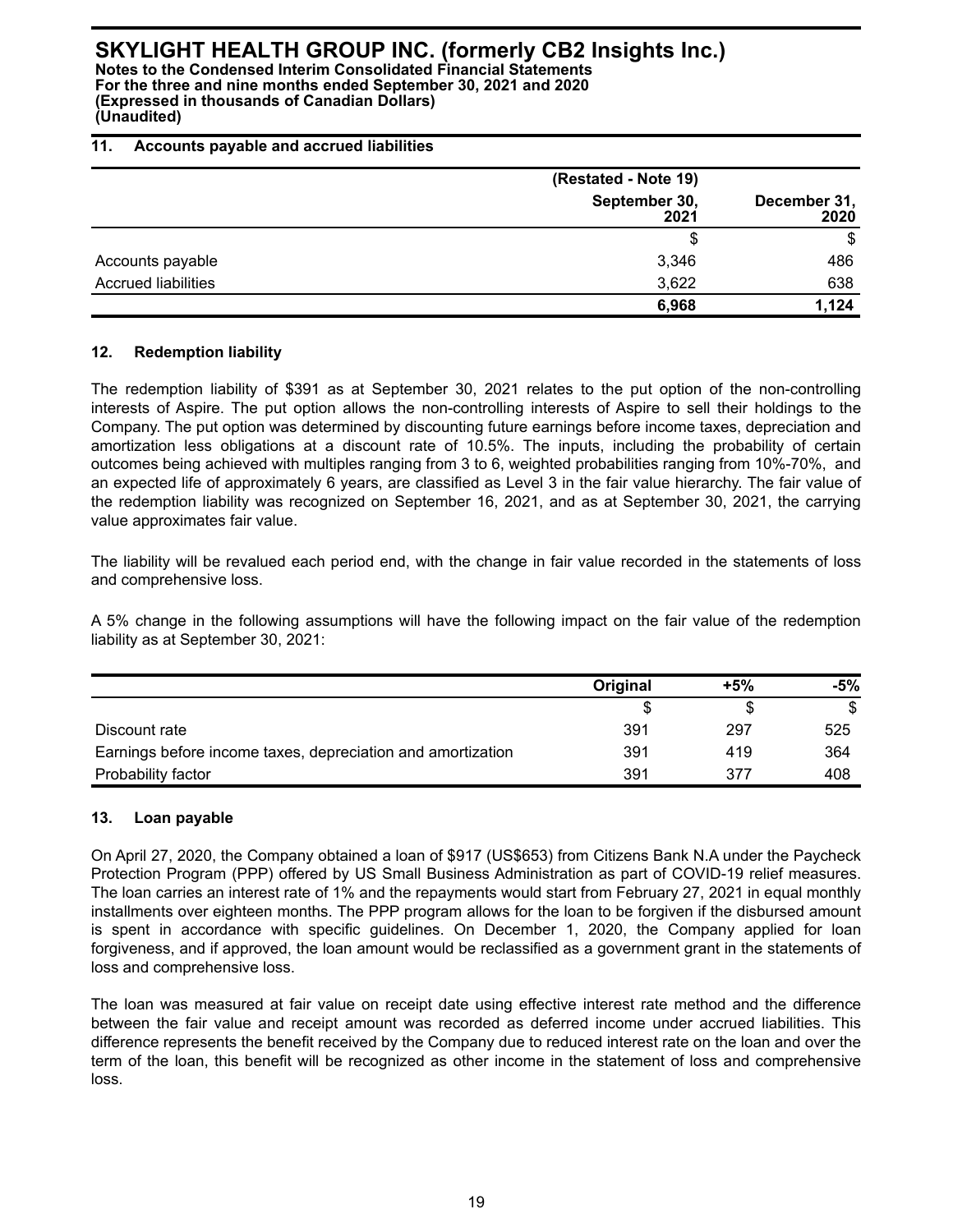## 11. Accounts payable and accrued liabilities

| | (Restated - Note 19) | |
|---|---|---|
| | September 30, 2021 | December 31, 2020 |
| | $ | $ |
| Accounts payable | 3,346 | 486 |
| Accrued liabilities | 3,622 | 638 |
| | **6,968** | **1,124** |

## 12. Redemption liability

The redemption liability of $391 as at September 30, 2021 relates to the put option of the non-controlling interests of Aspire. The put option allows the non-controlling interests of Aspire to sell their holdings to the Company. The put option was determined by discounting future earnings before income taxes, depreciation and amortization less obligations at a discount rate of 10.5%. The inputs, including the probability of certain outcomes being achieved with multiples ranging from 3 to 6, weighted probabilities ranging from 10%-70%, and an expected life of approximately 6 years, are classified as Level 3 in the fair value hierarchy. The fair value of the redemption liability was recognized on September 16, 2021, and as at September 30, 2021, the carrying value approximates fair value.

The liability will be revalued each period end, with the change in fair value recorded in the statements of loss and comprehensive loss.

A 5% change in the following assumptions will have the following impact on the fair value of the redemption liability as at September 30, 2021:

| | Original | +5% | -5% |
|---|---|---|---|
| | $ | $ | $ |
| Discount rate | 391 | 297 | 525 |
| Earnings before income taxes, depreciation and amortization | 391 | 419 | 364 |
| Probability factor | 391 | 377 | 408 |

## 13. Loan payable

On April 27, 2020, the Company obtained a loan of $917 (US$653) from Citizens Bank N.A under the Paycheck Protection Program (PPP) offered by US Small Business Administration as part of COVID-19 relief measures. The loan carries an interest rate of 1% and the repayments would start from February 27, 2021 in equal monthly installments over eighteen months. The PPP program allows for the loan to be forgiven if the disbursed amount is spent in accordance with specific guidelines. On December 1, 2020, the Company applied for loan forgiveness, and if approved, the loan amount would be reclassified as a government grant in the statements of loss and comprehensive loss.

The loan was measured at fair value on receipt date using effective interest rate method and the difference between the fair value and receipt amount was recorded as deferred income under accrued liabilities. This difference represents the benefit received by the Company due to reduced interest rate on the loan and over the term of the loan, this benefit will be recognized as other income in the statement of loss and comprehensive loss.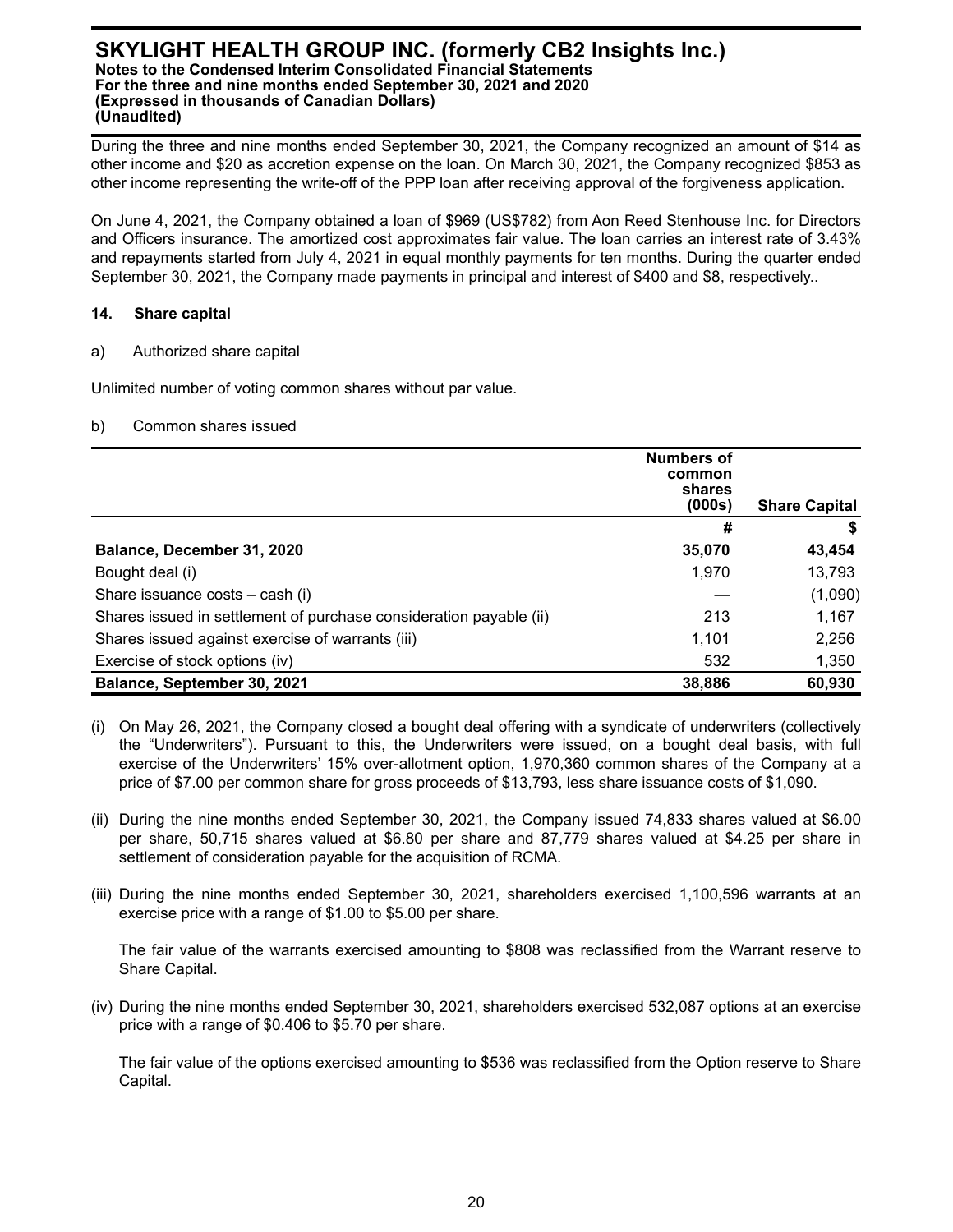During the three and nine months ended September 30, 2021, the Company recognized an amount of $14 as other income and $20 as accretion expense on the loan. On March 30, 2021, the Company recognized $853 as other income representing the write-off of the PPP loan after receiving approval of the forgiveness application.

On June 4, 2021, the Company obtained a loan of $969 (US$782) from Aon Reed Stenhouse Inc. for Directors and Officers insurance. The amortized cost approximates fair value. The loan carries an interest rate of 3.43% and repayments started from July 4, 2021 in equal monthly payments for ten months. During the quarter ended September 30, 2021, the Company made payments in principal and interest of $400 and $8, respectively..

## 14. Share capital

a) Authorized share capital

Unlimited number of voting common shares without par value.

b) Common shares issued

| | Numbers of common shares (000s) | Share Capital |
|---|---|---|
| | # | $ |
| **Balance, December 31, 2020** | **35,070** | **43,454** |
| Bought deal (i) | 1,970 | 13,793 |
| Share issuance costs – cash (i) | — | (1,090) |
| Shares issued in settlement of purchase consideration payable (ii) | 213 | 1,167 |
| Shares issued against exercise of warrants (iii) | 1,101 | 2,256 |
| Exercise of stock options (iv) | 532 | 1,350 |
| **Balance, September 30, 2021** | **38,886** | **60,930** |

(i) On May 26, 2021, the Company closed a bought deal offering with a syndicate of underwriters (collectively the "Underwriters"). Pursuant to this, the Underwriters were issued, on a bought deal basis, with full exercise of the Underwriters' 15% over-allotment option, 1,970,360 common shares of the Company at a price of $7.00 per common share for gross proceeds of $13,793, less share issuance costs of $1,090.

(ii) During the nine months ended September 30, 2021, the Company issued 74,833 shares valued at $6.00 per share, 50,715 shares valued at $6.80 per share and 87,779 shares valued at $4.25 per share in settlement of consideration payable for the acquisition of RCMA.

(iii) During the nine months ended September 30, 2021, shareholders exercised 1,100,596 warrants at an exercise price with a range of $1.00 to $5.00 per share.

The fair value of the warrants exercised amounting to $808 was reclassified from the Warrant reserve to Share Capital.

(iv) During the nine months ended September 30, 2021, shareholders exercised 532,087 options at an exercise price with a range of $0.406 to $5.70 per share.

The fair value of the options exercised amounting to $536 was reclassified from the Option reserve to Share Capital.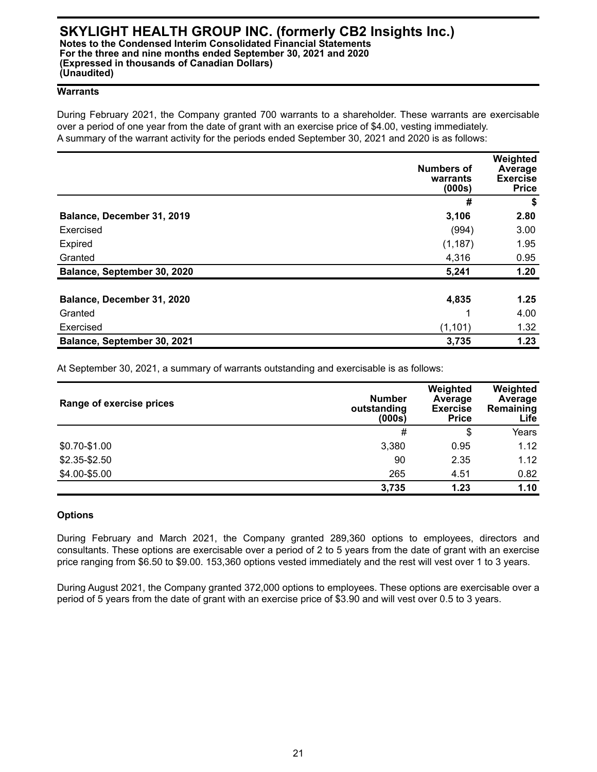### Warrants

During February 2021, the Company granted 700 warrants to a shareholder. These warrants are exercisable over a period of one year from the date of grant with an exercise price of $4.00, vesting immediately.
A summary of the warrant activity for the periods ended September 30, 2021 and 2020 is as follows:

| | Numbers of warrants (000s) | Weighted Average Exercise Price |
|---|---|---|
| | # | $ |
| **Balance, December 31, 2019** | **3,106** | **2.80** |
| Exercised | (994) | 3.00 |
| Expired | (1,187) | 1.95 |
| Granted | 4,316 | 0.95 |
| **Balance, September 30, 2020** | **5,241** | **1.20** |
| | | |
| **Balance, December 31, 2020** | **4,835** | **1.25** |
| Granted | 1 | 4.00 |
| Exercised | (1,101) | 1.32 |
| **Balance, September 30, 2021** | **3,735** | **1.23** |

At September 30, 2021, a summary of warrants outstanding and exercisable is as follows:

| Range of exercise prices | Number outstanding (000s) | Weighted Average Exercise Price | Weighted Average Remaining Life |
|---|---|---|---|
| | # | $ | Years |
| $0.70-$1.00 | 3,380 | 0.95 | 1.12 |
| $2.35-$2.50 | 90 | 2.35 | 1.12 |
| $4.00-$5.00 | 265 | 4.51 | 0.82 |
| | **3,735** | **1.23** | **1.10** |

### Options

During February and March 2021, the Company granted 289,360 options to employees, directors and consultants. These options are exercisable over a period of 2 to 5 years from the date of grant with an exercise price ranging from $6.50 to $9.00. 153,360 options vested immediately and the rest will vest over 1 to 3 years.

During August 2021, the Company granted 372,000 options to employees. These options are exercisable over a period of 5 years from the date of grant with an exercise price of $3.90 and will vest over 0.5 to 3 years.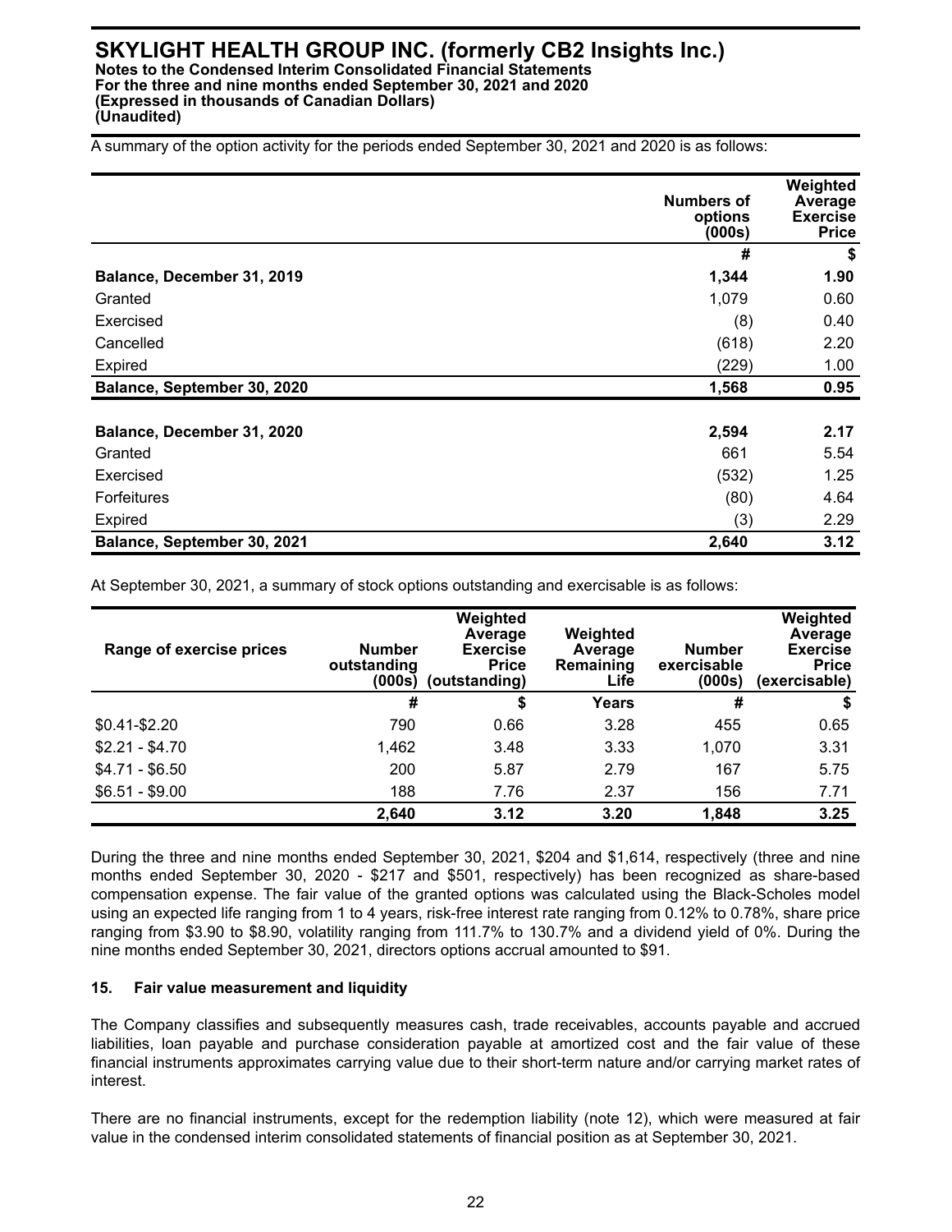A summary of the option activity for the periods ended September 30, 2021 and 2020 is as follows:

| | Numbers of options (000s) | Weighted Average Exercise Price |
|---|---|---|
| | # | $ |
| **Balance, December 31, 2019** | **1,344** | **1.90** |
| Granted | 1,079 | 0.60 |
| Exercised | (8) | 0.40 |
| Cancelled | (618) | 2.20 |
| Expired | (229) | 1.00 |
| **Balance, September 30, 2020** | **1,568** | **0.95** |
| | | |
| **Balance, December 31, 2020** | **2,594** | **2.17** |
| Granted | 661 | 5.54 |
| Exercised | (532) | 1.25 |
| Forfeitures | (80) | 4.64 |
| Expired | (3) | 2.29 |
| **Balance, September 30, 2021** | **2,640** | **3.12** |

At September 30, 2021, a summary of stock options outstanding and exercisable is as follows:

| Range of exercise prices | Number outstanding (000s) | Weighted Average Exercise Price (outstanding) | Weighted Average Remaining Life | Number exercisable (000s) | Weighted Average Exercise Price (exercisable) |
|---|---|---|---|---|---|
| | # | $ | Years | # | $ |
| $0.41-$2.20 | 790 | 0.66 | 3.28 | 455 | 0.65 |
| $2.21 - $4.70 | 1,462 | 3.48 | 3.33 | 1,070 | 3.31 |
| $4.71 - $6.50 | 200 | 5.87 | 2.79 | 167 | 5.75 |
| $6.51 - $9.00 | 188 | 7.76 | 2.37 | 156 | 7.71 |
| | **2,640** | **3.12** | **3.20** | **1,848** | **3.25** |

During the three and nine months ended September 30, 2021, $204 and $1,614, respectively (three and nine months ended September 30, 2020 - $217 and $501, respectively) has been recognized as share-based compensation expense. The fair value of the granted options was calculated using the Black-Scholes model using an expected life ranging from 1 to 4 years, risk-free interest rate ranging from 0.12% to 0.78%, share price ranging from $3.90 to $8.90, volatility ranging from 111.7% to 130.7% and a dividend yield of 0%. During the nine months ended September 30, 2021, directors options accrual amounted to $91.

## 15. Fair value measurement and liquidity

The Company classifies and subsequently measures cash, trade receivables, accounts payable and accrued liabilities, loan payable and purchase consideration payable at amortized cost and the fair value of these financial instruments approximates carrying value due to their short-term nature and/or carrying market rates of interest.

There are no financial instruments, except for the redemption liability (note 12), which were measured at fair value in the condensed interim consolidated statements of financial position as at September 30, 2021.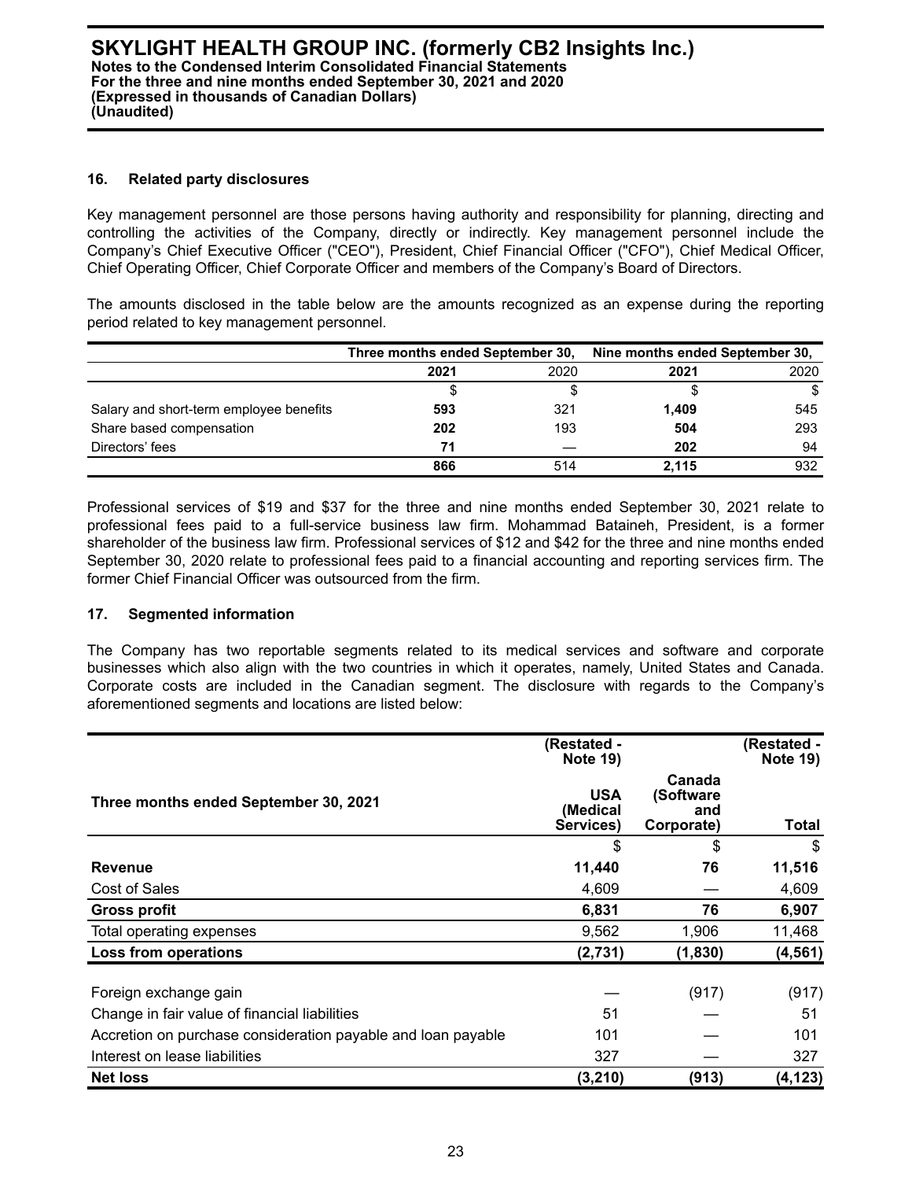## 16. Related party disclosures

Key management personnel are those persons having authority and responsibility for planning, directing and controlling the activities of the Company, directly or indirectly. Key management personnel include the Company's Chief Executive Officer ("CEO"), President, Chief Financial Officer ("CFO"), Chief Medical Officer, Chief Operating Officer, Chief Corporate Officer and members of the Company's Board of Directors.

The amounts disclosed in the table below are the amounts recognized as an expense during the reporting period related to key management personnel.

| | Three months ended September 30, | | Nine months ended September 30, | |
|---|---|---|---|---|
| | **2021** | 2020 | **2021** | 2020 |
| | $ | $ | $ | $ |
| Salary and short-term employee benefits | **593** | 321 | **1,409** | 545 |
| Share based compensation | **202** | 193 | **504** | 293 |
| Directors' fees | **71** | — | **202** | 94 |
| | **866** | 514 | **2,115** | 932 |

Professional services of $19 and $37 for the three and nine months ended September 30, 2021 relate to professional fees paid to a full-service business law firm. Mohammad Bataineh, President, is a former shareholder of the business law firm. Professional services of $12 and $42 for the three and nine months ended September 30, 2020 relate to professional fees paid to a financial accounting and reporting services firm. The former Chief Financial Officer was outsourced from the firm.

## 17. Segmented information

The Company has two reportable segments related to its medical services and software and corporate businesses which also align with the two countries in which it operates, namely, United States and Canada. Corporate costs are included in the Canadian segment. The disclosure with regards to the Company's aforementioned segments and locations are listed below:

| | (Restated - Note 19) | | (Restated - Note 19) |
|---|---|---|---|
| **Three months ended September 30, 2021** | **USA (Medical Services)** | **Canada (Software and Corporate)** | **Total** |
| | $ | $ | $ |
| **Revenue** | **11,440** | **76** | **11,516** |
| Cost of Sales | 4,609 | — | 4,609 |
| **Gross profit** | **6,831** | **76** | **6,907** |
| Total operating expenses | 9,562 | 1,906 | 11,468 |
| **Loss from operations** | **(2,731)** | **(1,830)** | **(4,561)** |
| Foreign exchange gain | — | (917) | (917) |
| Change in fair value of financial liabilities | 51 | — | 51 |
| Accretion on purchase consideration payable and loan payable | 101 | — | 101 |
| Interest on lease liabilities | 327 | — | 327 |
| **Net loss** | **(3,210)** | **(913)** | **(4,123)** |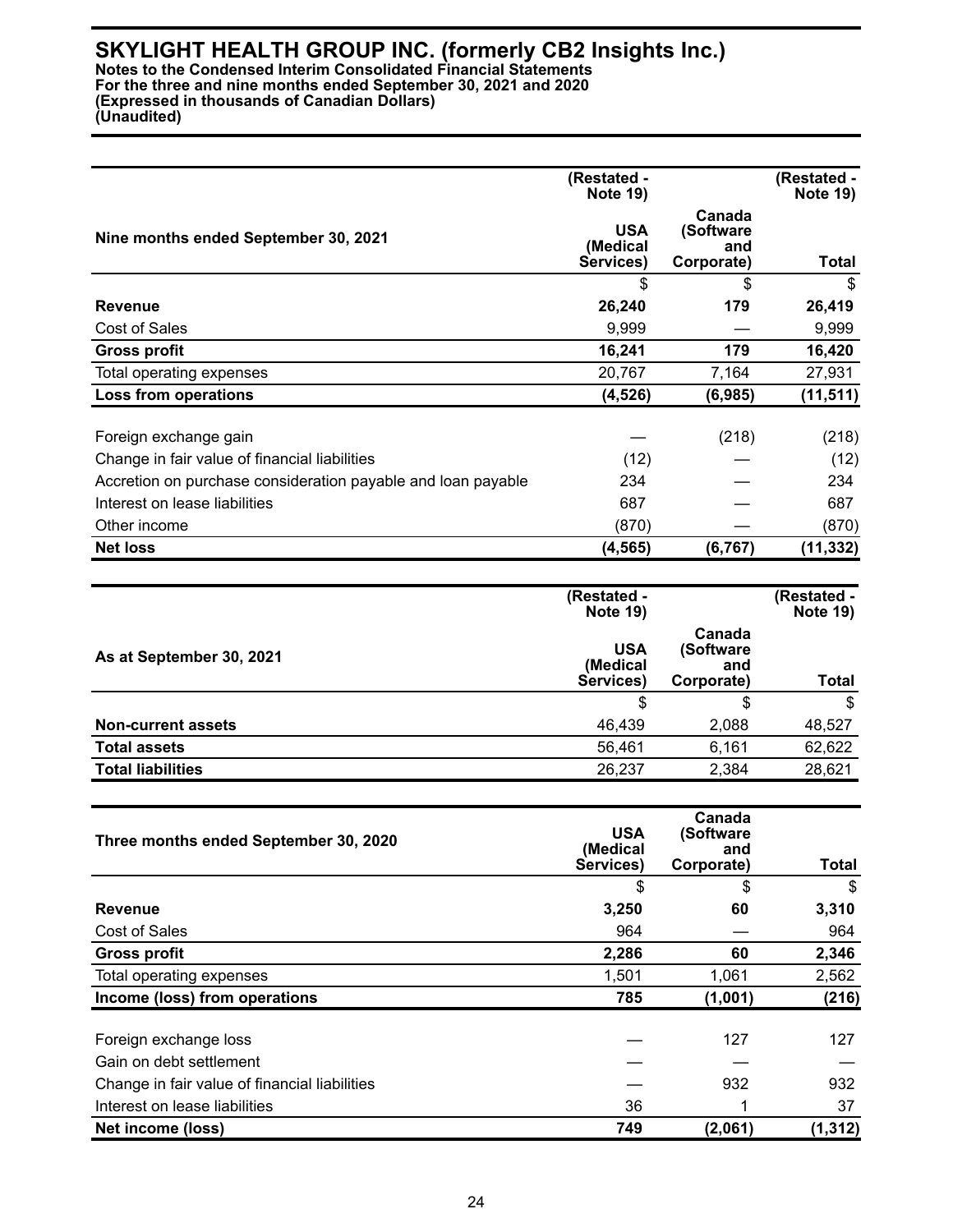# SKYLIGHT HEALTH GROUP INC. (formerly CB2 Insights Inc.)

**Notes to the Condensed Interim Consolidated Financial Statements**
**For the three and nine months ended September 30, 2021 and 2020**
**(Expressed in thousands of Canadian Dollars)**
**(Unaudited)**

| Nine months ended September 30, 2021 | (Restated - Note 19) USA (Medical Services) | Canada (Software and Corporate) | (Restated - Note 19) Total |
|---|---|---|---|
| | $ | $ | $ |
| **Revenue** | **26,240** | **179** | **26,419** |
| Cost of Sales | 9,999 | — | 9,999 |
| **Gross profit** | **16,241** | **179** | **16,420** |
| Total operating expenses | 20,767 | 7,164 | 27,931 |
| **Loss from operations** | **(4,526)** | **(6,985)** | **(11,511)** |
| Foreign exchange gain | — | (218) | (218) |
| Change in fair value of financial liabilities | (12) | — | (12) |
| Accretion on purchase consideration payable and loan payable | 234 | — | 234 |
| Interest on lease liabilities | 687 | — | 687 |
| Other income | (870) | — | (870) |
| **Net loss** | **(4,565)** | **(6,767)** | **(11,332)** |

| As at September 30, 2021 | (Restated - Note 19) USA (Medical Services) | Canada (Software and Corporate) | (Restated - Note 19) Total |
|---|---|---|---|
| | $ | $ | $ |
| **Non-current assets** | 46,439 | 2,088 | 48,527 |
| **Total assets** | 56,461 | 6,161 | 62,622 |
| **Total liabilities** | 26,237 | 2,384 | 28,621 |

| Three months ended September 30, 2020 | USA (Medical Services) | Canada (Software and Corporate) | Total |
|---|---|---|---|
| | $ | $ | $ |
| **Revenue** | **3,250** | **60** | **3,310** |
| Cost of Sales | 964 | — | 964 |
| **Gross profit** | **2,286** | **60** | **2,346** |
| Total operating expenses | 1,501 | 1,061 | 2,562 |
| **Income (loss) from operations** | **785** | **(1,001)** | **(216)** |
| Foreign exchange loss | — | 127 | 127 |
| Gain on debt settlement | — | — | — |
| Change in fair value of financial liabilities | — | 932 | 932 |
| Interest on lease liabilities | 36 | 1 | 37 |
| **Net income (loss)** | **749** | **(2,061)** | **(1,312)** |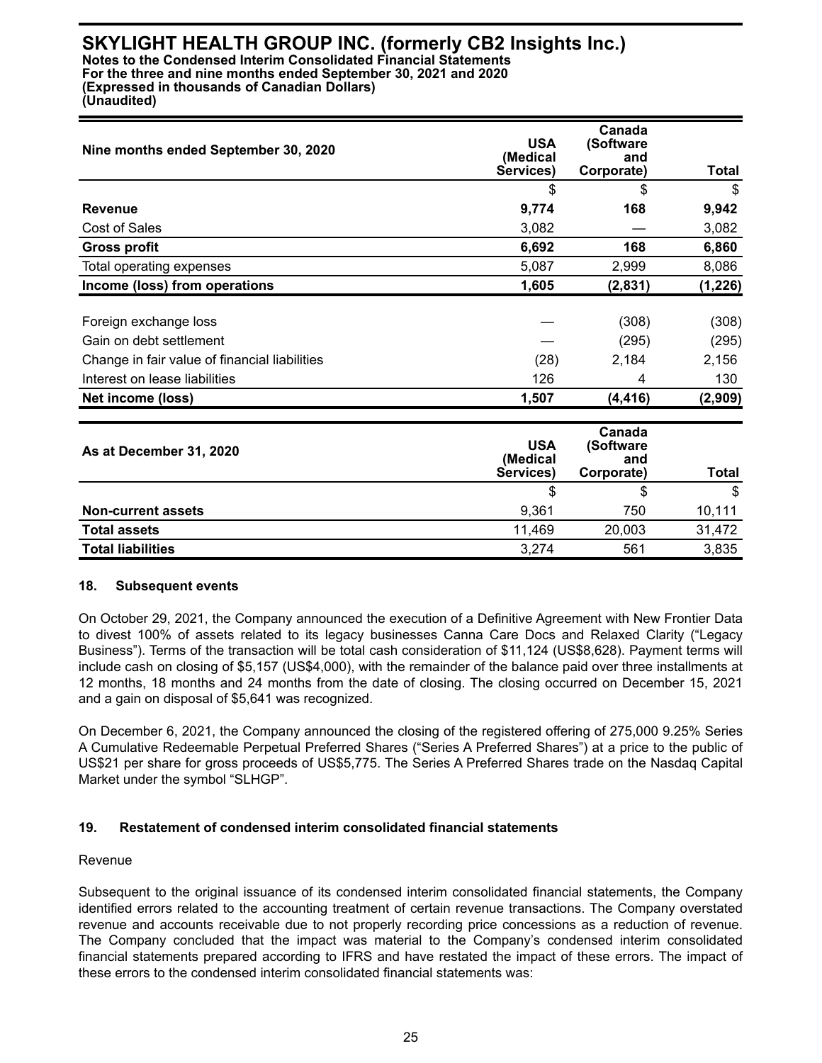| Nine months ended September 30, 2020 | USA (Medical Services) | Canada (Software and Corporate) | Total |
|---|---|---|---|
| | $ | $ | $ |
| **Revenue** | **9,774** | **168** | **9,942** |
| Cost of Sales | 3,082 | — | 3,082 |
| **Gross profit** | **6,692** | **168** | **6,860** |
| Total operating expenses | 5,087 | 2,999 | 8,086 |
| **Income (loss) from operations** | **1,605** | **(2,831)** | **(1,226)** |
| Foreign exchange loss | — | (308) | (308) |
| Gain on debt settlement | — | (295) | (295) |
| Change in fair value of financial liabilities | (28) | 2,184 | 2,156 |
| Interest on lease liabilities | 126 | 4 | 130 |
| **Net income (loss)** | **1,507** | **(4,416)** | **(2,909)** |

| As at December 31, 2020 | USA (Medical Services) | Canada (Software and Corporate) | Total |
|---|---|---|---|
| | $ | $ | $ |
| **Non-current assets** | 9,361 | 750 | 10,111 |
| **Total assets** | 11,469 | 20,003 | 31,472 |
| **Total liabilities** | 3,274 | 561 | 3,835 |

### 18. Subsequent events

On October 29, 2021, the Company announced the execution of a Definitive Agreement with New Frontier Data to divest 100% of assets related to its legacy businesses Canna Care Docs and Relaxed Clarity ("Legacy Business"). Terms of the transaction will be total cash consideration of $11,124 (US$8,628). Payment terms will include cash on closing of $5,157 (US$4,000), with the remainder of the balance paid over three installments at 12 months, 18 months and 24 months from the date of closing. The closing occurred on December 15, 2021 and a gain on disposal of $5,641 was recognized.

On December 6, 2021, the Company announced the closing of the registered offering of 275,000 9.25% Series A Cumulative Redeemable Perpetual Preferred Shares ("Series A Preferred Shares") at a price to the public of US$21 per share for gross proceeds of US$5,775. The Series A Preferred Shares trade on the Nasdaq Capital Market under the symbol "SLHGP".

### 19. Restatement of condensed interim consolidated financial statements

Revenue

Subsequent to the original issuance of its condensed interim consolidated financial statements, the Company identified errors related to the accounting treatment of certain revenue transactions. The Company overstated revenue and accounts receivable due to not properly recording price concessions as a reduction of revenue. The Company concluded that the impact was material to the Company's condensed interim consolidated financial statements prepared according to IFRS and have restated the impact of these errors. The impact of these errors to the condensed interim consolidated financial statements was: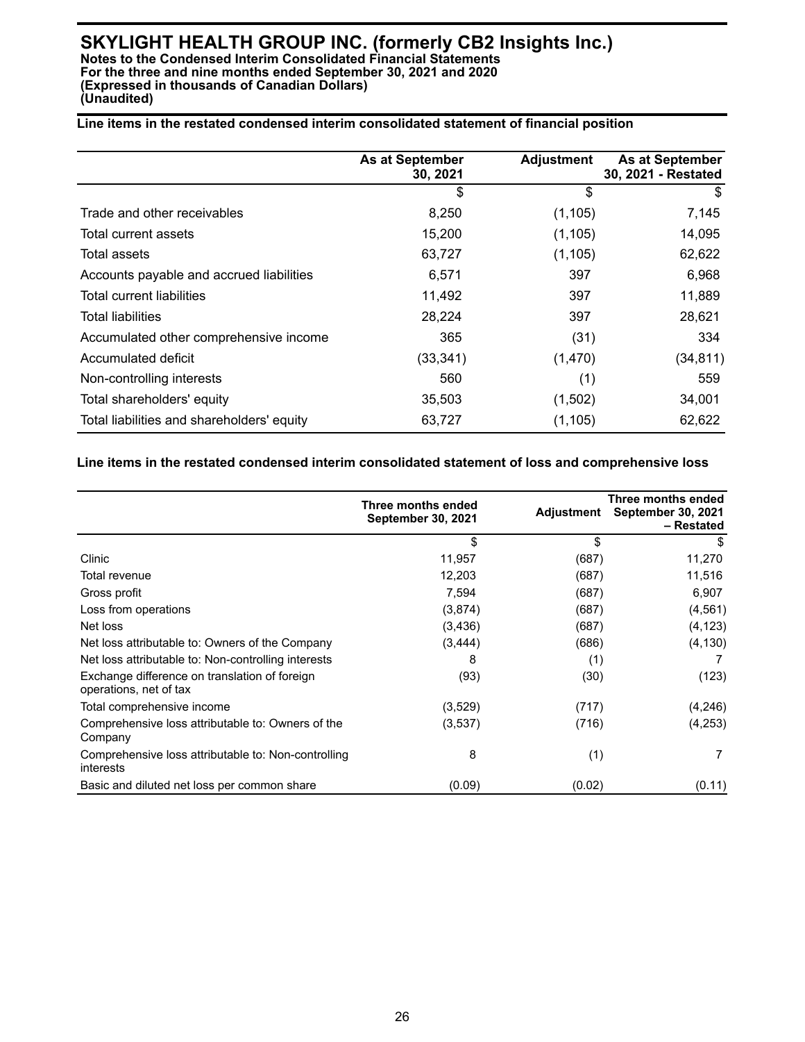**Line items in the restated condensed interim consolidated statement of financial position**

| | As at September 30, 2021 | Adjustment | As at September 30, 2021 - Restated |
|---|---|---|---|
| | $ | $ | $ |
| Trade and other receivables | 8,250 | (1,105) | 7,145 |
| Total current assets | 15,200 | (1,105) | 14,095 |
| Total assets | 63,727 | (1,105) | 62,622 |
| Accounts payable and accrued liabilities | 6,571 | 397 | 6,968 |
| Total current liabilities | 11,492 | 397 | 11,889 |
| Total liabilities | 28,224 | 397 | 28,621 |
| Accumulated other comprehensive income | 365 | (31) | 334 |
| Accumulated deficit | (33,341) | (1,470) | (34,811) |
| Non-controlling interests | 560 | (1) | 559 |
| Total shareholders' equity | 35,503 | (1,502) | 34,001 |
| Total liabilities and shareholders' equity | 63,727 | (1,105) | 62,622 |

**Line items in the restated condensed interim consolidated statement of loss and comprehensive loss**

| | Three months ended September 30, 2021 | Adjustment | Three months ended September 30, 2021 – Restated |
|---|---|---|---|
| | $ | $ | $ |
| Clinic | 11,957 | (687) | 11,270 |
| Total revenue | 12,203 | (687) | 11,516 |
| Gross profit | 7,594 | (687) | 6,907 |
| Loss from operations | (3,874) | (687) | (4,561) |
| Net loss | (3,436) | (687) | (4,123) |
| Net loss attributable to: Owners of the Company | (3,444) | (686) | (4,130) |
| Net loss attributable to: Non-controlling interests | 8 | (1) | 7 |
| Exchange difference on translation of foreign operations, net of tax | (93) | (30) | (123) |
| Total comprehensive income | (3,529) | (717) | (4,246) |
| Comprehensive loss attributable to: Owners of the Company | (3,537) | (716) | (4,253) |
| Comprehensive loss attributable to: Non-controlling interests | 8 | (1) | 7 |
| Basic and diluted net loss per common share | (0.09) | (0.02) | (0.11) |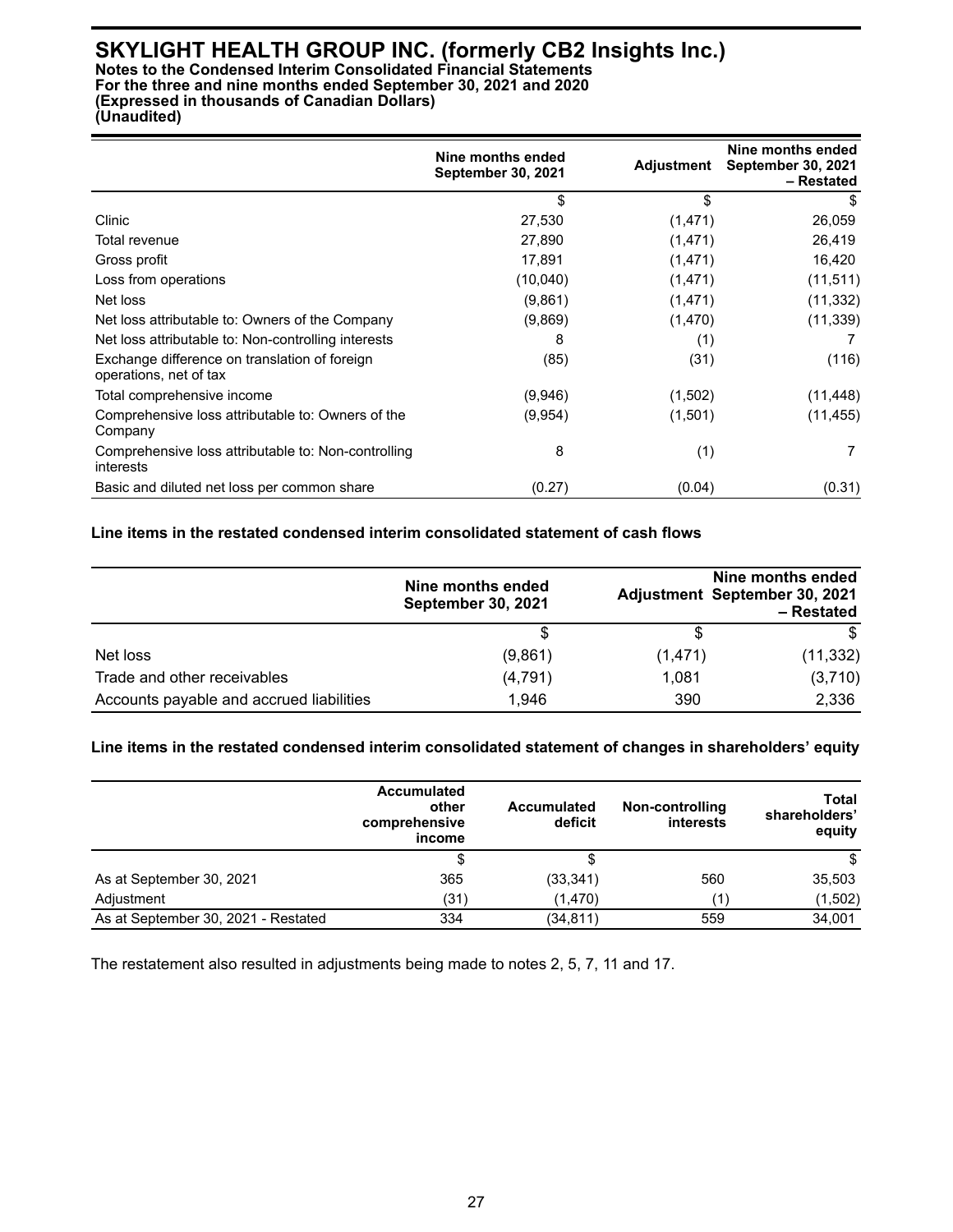| | Nine months ended September 30, 2021 | Adjustment | Nine months ended September 30, 2021 – Restated |
|---|---|---|---|
| | $ | $ | $ |
| Clinic | 27,530 | (1,471) | 26,059 |
| Total revenue | 27,890 | (1,471) | 26,419 |
| Gross profit | 17,891 | (1,471) | 16,420 |
| Loss from operations | (10,040) | (1,471) | (11,511) |
| Net loss | (9,861) | (1,471) | (11,332) |
| Net loss attributable to: Owners of the Company | (9,869) | (1,470) | (11,339) |
| Net loss attributable to: Non-controlling interests | 8 | (1) | 7 |
| Exchange difference on translation of foreign operations, net of tax | (85) | (31) | (116) |
| Total comprehensive income | (9,946) | (1,502) | (11,448) |
| Comprehensive loss attributable to: Owners of the Company | (9,954) | (1,501) | (11,455) |
| Comprehensive loss attributable to: Non-controlling interests | 8 | (1) | 7 |
| Basic and diluted net loss per common share | (0.27) | (0.04) | (0.31) |

**Line items in the restated condensed interim consolidated statement of cash flows**

| | Nine months ended September 30, 2021 | Adjustment | Nine months ended September 30, 2021 – Restated |
|---|---|---|---|
| | $ | $ | $ |
| Net loss | (9,861) | (1,471) | (11,332) |
| Trade and other receivables | (4,791) | 1,081 | (3,710) |
| Accounts payable and accrued liabilities | 1,946 | 390 | 2,336 |

**Line items in the restated condensed interim consolidated statement of changes in shareholders' equity**

| | Accumulated other comprehensive income | Accumulated deficit | Non-controlling interests | Total shareholders' equity |
|---|---|---|---|---|
| | $ | $ | | $ |
| As at September 30, 2021 | 365 | (33,341) | 560 | 35,503 |
| Adjustment | (31) | (1,470) | (1) | (1,502) |
| As at September 30, 2021 - Restated | 334 | (34,811) | 559 | 34,001 |

The restatement also resulted in adjustments being made to notes 2, 5, 7, 11 and 17.